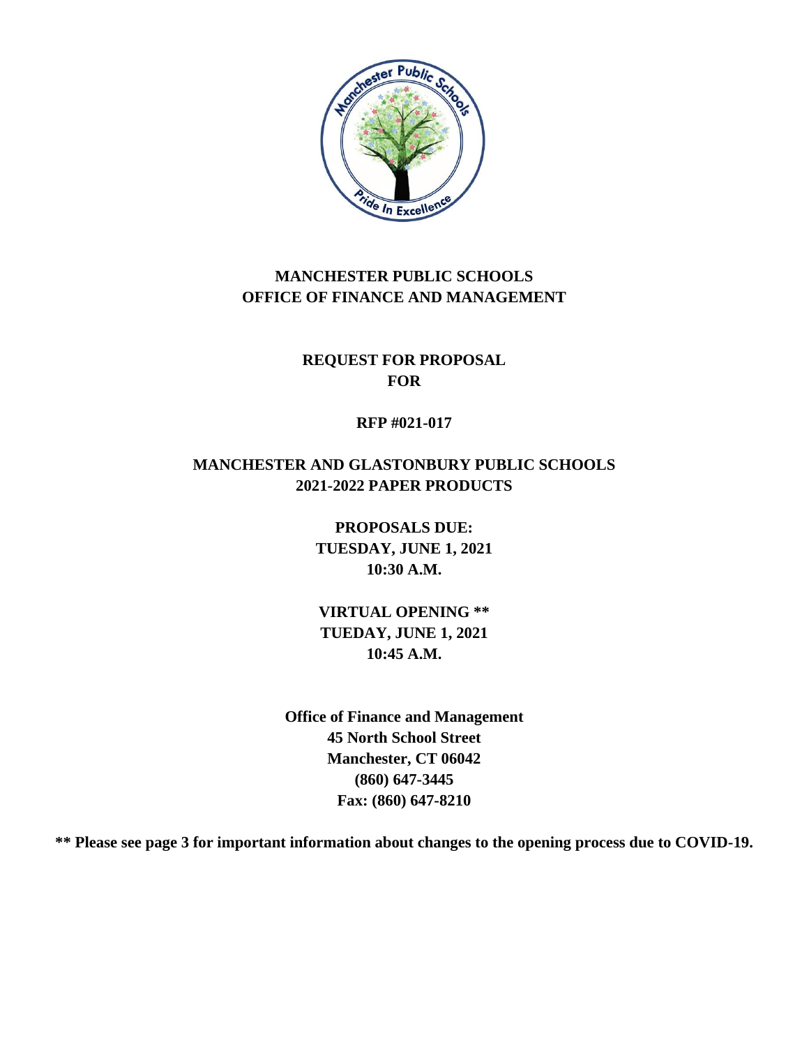# MANCHESTER PUBLIC SCHOOLS
# OFFICE OF FINANCE AND MANAGEMENT

## REQUEST FOR PROPOSAL
## FOR

**RFP #021-017**

## MANCHESTER AND GLASTONBURY PUBLIC SCHOOLS
## 2021-2022 PAPER PRODUCTS

**PROPOSALS DUE:**
**TUESDAY, JUNE 1, 2021**
**10:30 A.M.**

**VIRTUAL OPENING \*\***
**TUEDAY, JUNE 1, 2021**
**10:45 A.M.**

**Office of Finance and Management**
**45 North School Street**
**Manchester, CT 06042**
**(860) 647-3445**
**Fax: (860) 647-8210**

**\*\* Please see page 3 for important information about changes to the opening process due to COVID-19.**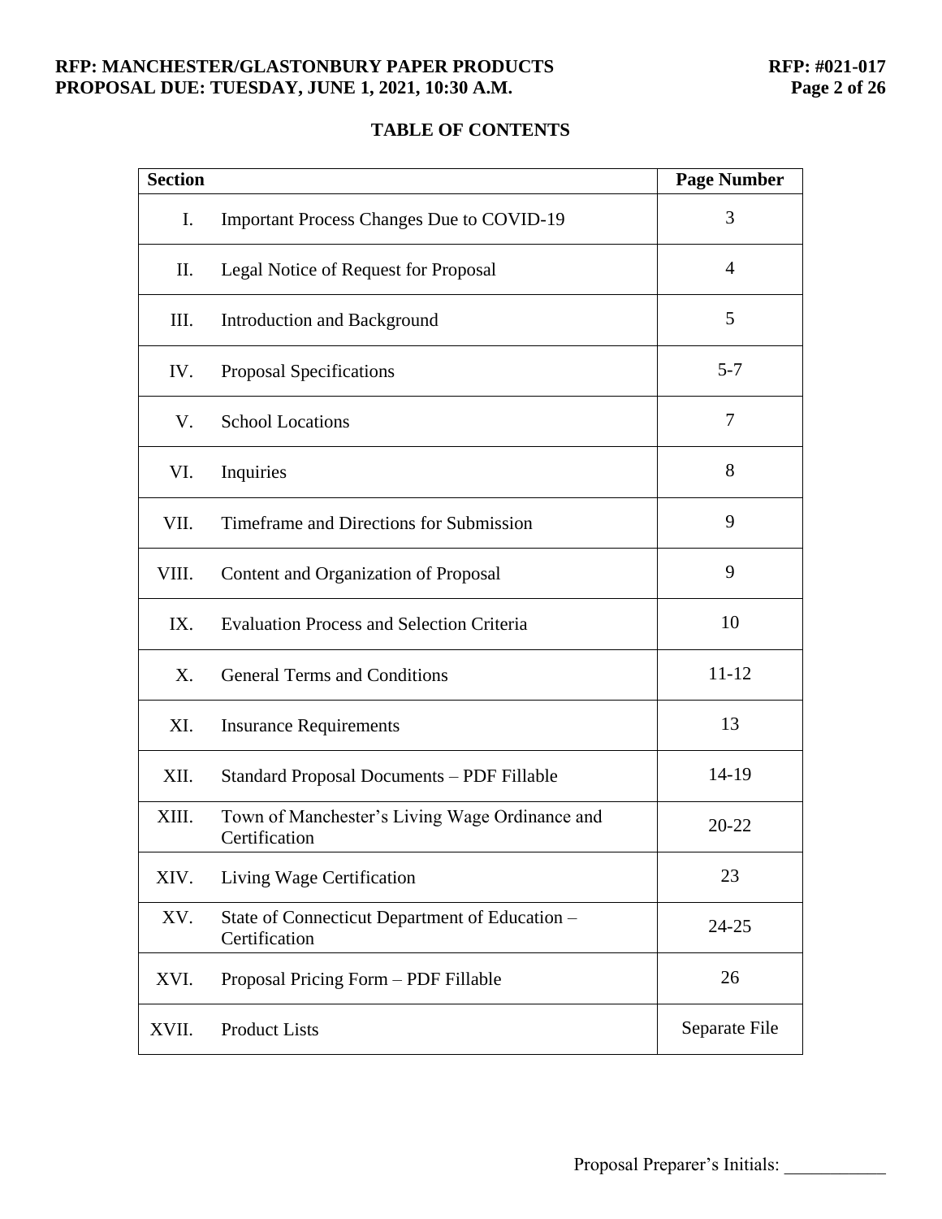# TABLE OF CONTENTS

| Section | | Page Number |
|---|---|---|
| I. | Important Process Changes Due to COVID-19 | 3 |
| II. | Legal Notice of Request for Proposal | 4 |
| III. | Introduction and Background | 5 |
| IV. | Proposal Specifications | 5-7 |
| V. | School Locations | 7 |
| VI. | Inquiries | 8 |
| VII. | Timeframe and Directions for Submission | 9 |
| VIII. | Content and Organization of Proposal | 9 |
| IX. | Evaluation Process and Selection Criteria | 10 |
| X. | General Terms and Conditions | 11-12 |
| XI. | Insurance Requirements | 13 |
| XII. | Standard Proposal Documents – PDF Fillable | 14-19 |
| XIII. | Town of Manchester's Living Wage Ordinance and Certification | 20-22 |
| XIV. | Living Wage Certification | 23 |
| XV. | State of Connecticut Department of Education – Certification | 24-25 |
| XVI. | Proposal Pricing Form – PDF Fillable | 26 |
| XVII. | Product Lists | Separate File |

Proposal Preparer's Initials: ___________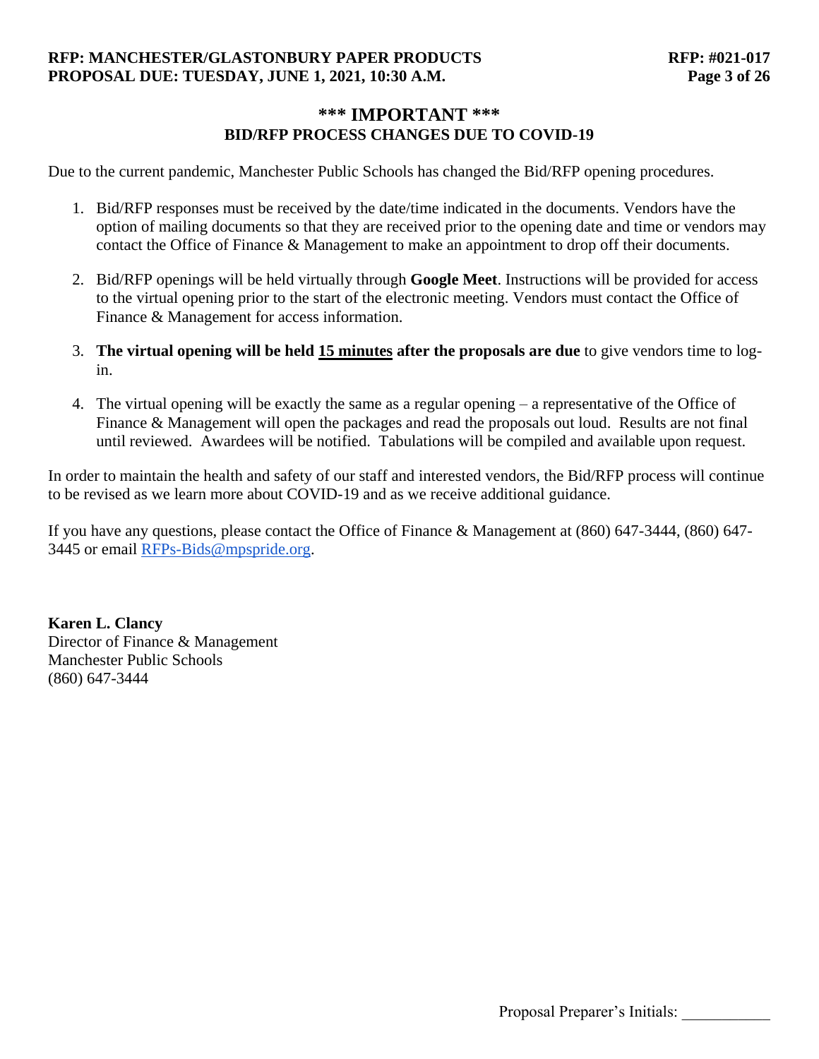## *** IMPORTANT ***

### BID/RFP PROCESS CHANGES DUE TO COVID-19

Due to the current pandemic, Manchester Public Schools has changed the Bid/RFP opening procedures.

1. Bid/RFP responses must be received by the date/time indicated in the documents. Vendors have the option of mailing documents so that they are received prior to the opening date and time or vendors may contact the Office of Finance & Management to make an appointment to drop off their documents.

2. Bid/RFP openings will be held virtually through **Google Meet**. Instructions will be provided for access to the virtual opening prior to the start of the electronic meeting. Vendors must contact the Office of Finance & Management for access information.

3. **The virtual opening will be held <u>15 minutes</u> after the proposals are due** to give vendors time to log-in.

4. The virtual opening will be exactly the same as a regular opening – a representative of the Office of Finance & Management will open the packages and read the proposals out loud. Results are not final until reviewed. Awardees will be notified. Tabulations will be compiled and available upon request.

In order to maintain the health and safety of our staff and interested vendors, the Bid/RFP process will continue to be revised as we learn more about COVID-19 and as we receive additional guidance.

If you have any questions, please contact the Office of Finance & Management at (860) 647-3444, (860) 647-3445 or email RFPs-Bids@mpspride.org.

**Karen L. Clancy**
Director of Finance & Management
Manchester Public Schools
(860) 647-3444

Proposal Preparer's Initials: ___________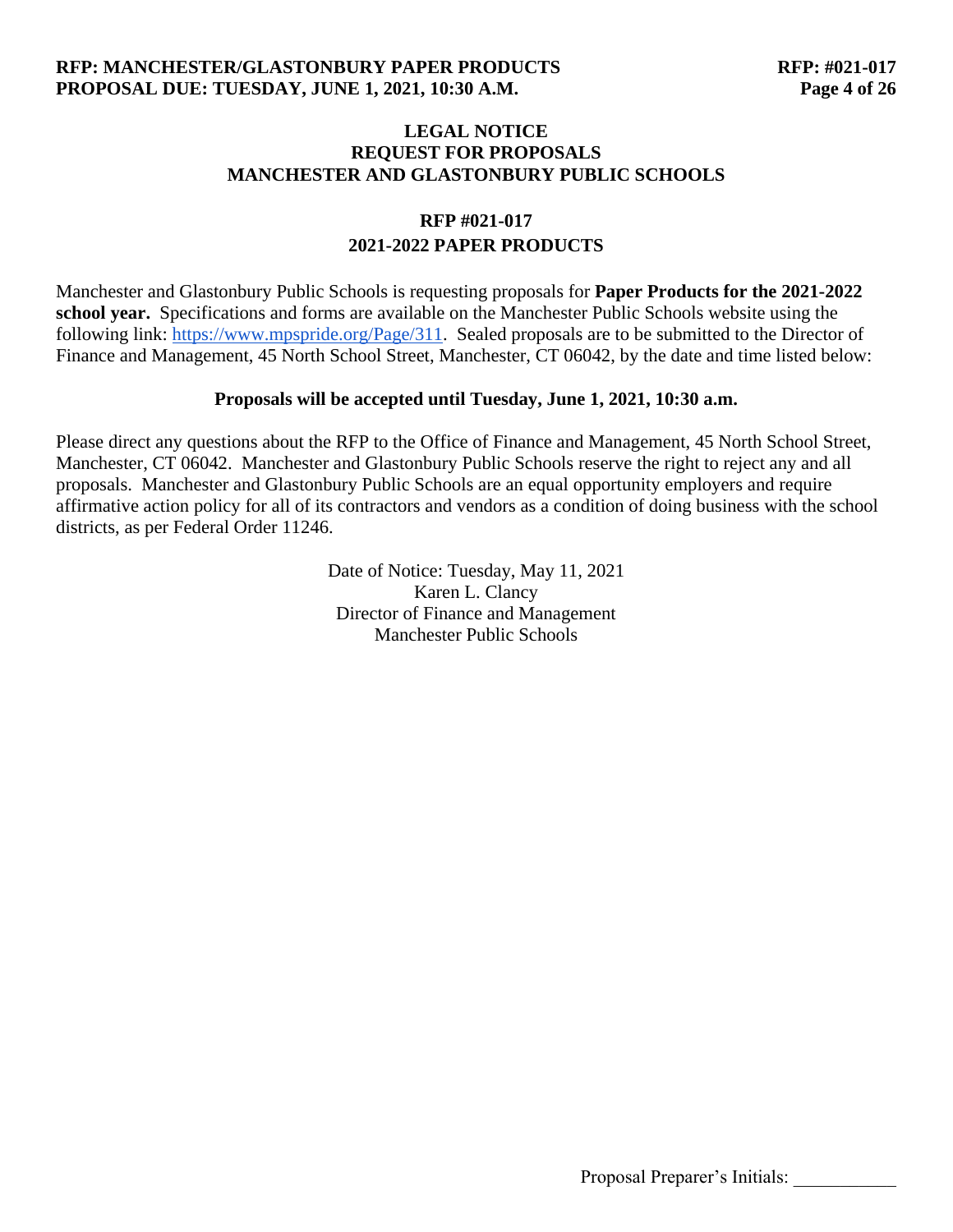# LEGAL NOTICE
# REQUEST FOR PROPOSALS
# MANCHESTER AND GLASTONBURY PUBLIC SCHOOLS

## RFP #021-017
## 2021-2022 PAPER PRODUCTS

Manchester and Glastonbury Public Schools is requesting proposals for **Paper Products for the 2021-2022 school year.** Specifications and forms are available on the Manchester Public Schools website using the following link: https://www.mpspride.org/Page/311. Sealed proposals are to be submitted to the Director of Finance and Management, 45 North School Street, Manchester, CT 06042, by the date and time listed below:

**Proposals will be accepted until Tuesday, June 1, 2021, 10:30 a.m.**

Please direct any questions about the RFP to the Office of Finance and Management, 45 North School Street, Manchester, CT 06042. Manchester and Glastonbury Public Schools reserve the right to reject any and all proposals. Manchester and Glastonbury Public Schools are an equal opportunity employers and require affirmative action policy for all of its contractors and vendors as a condition of doing business with the school districts, as per Federal Order 11246.

Date of Notice: Tuesday, May 11, 2021
Karen L. Clancy
Director of Finance and Management
Manchester Public Schools

Proposal Preparer's Initials: ___________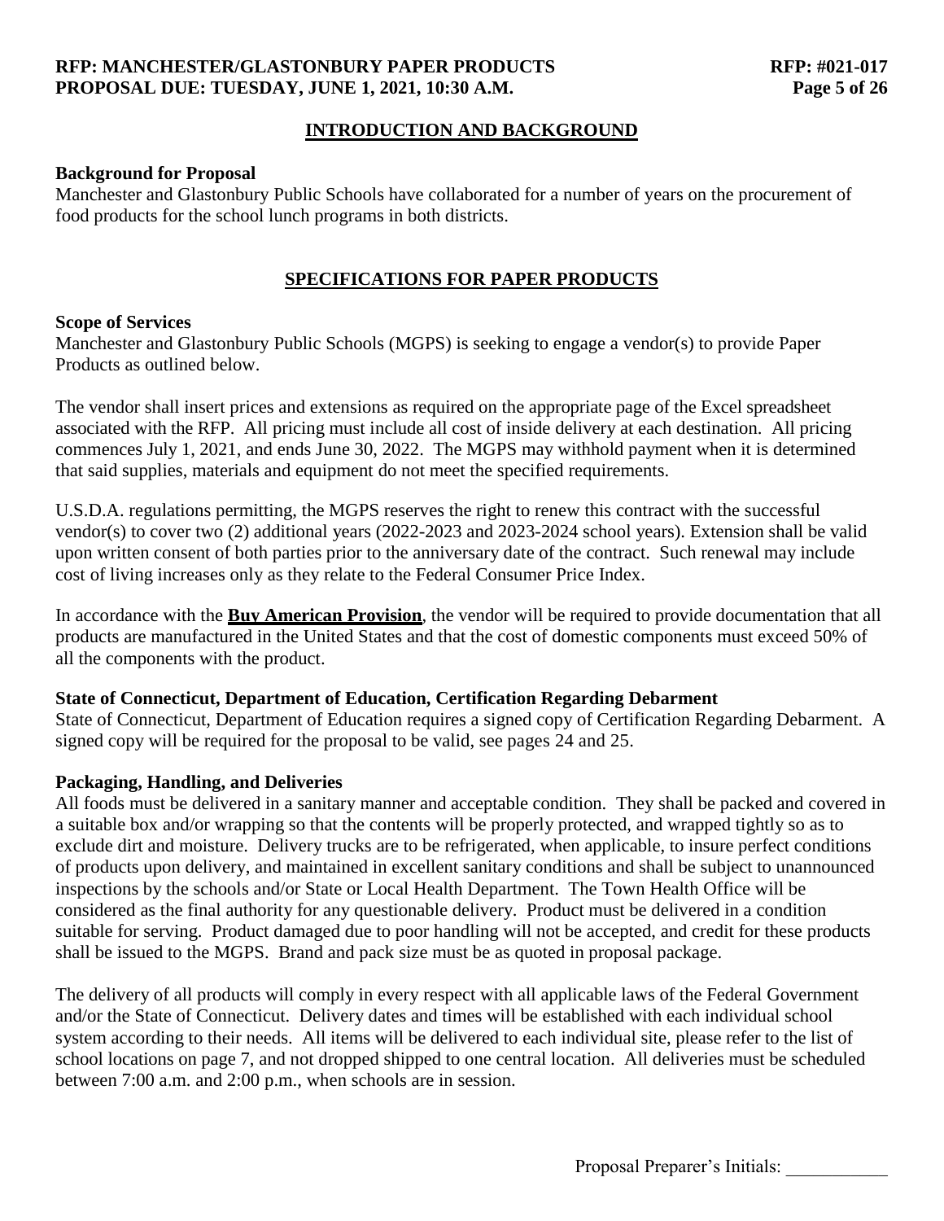## INTRODUCTION AND BACKGROUND

**Background for Proposal**

Manchester and Glastonbury Public Schools have collaborated for a number of years on the procurement of food products for the school lunch programs in both districts.

## SPECIFICATIONS FOR PAPER PRODUCTS

**Scope of Services**

Manchester and Glastonbury Public Schools (MGPS) is seeking to engage a vendor(s) to provide Paper Products as outlined below.

The vendor shall insert prices and extensions as required on the appropriate page of the Excel spreadsheet associated with the RFP. All pricing must include all cost of inside delivery at each destination. All pricing commences July 1, 2021, and ends June 30, 2022. The MGPS may withhold payment when it is determined that said supplies, materials and equipment do not meet the specified requirements.

U.S.D.A. regulations permitting, the MGPS reserves the right to renew this contract with the successful vendor(s) to cover two (2) additional years (2022-2023 and 2023-2024 school years). Extension shall be valid upon written consent of both parties prior to the anniversary date of the contract. Such renewal may include cost of living increases only as they relate to the Federal Consumer Price Index.

In accordance with the **Buy American Provision**, the vendor will be required to provide documentation that all products are manufactured in the United States and that the cost of domestic components must exceed 50% of all the components with the product.

**State of Connecticut, Department of Education, Certification Regarding Debarment**

State of Connecticut, Department of Education requires a signed copy of Certification Regarding Debarment. A signed copy will be required for the proposal to be valid, see pages 24 and 25.

**Packaging, Handling, and Deliveries**

All foods must be delivered in a sanitary manner and acceptable condition. They shall be packed and covered in a suitable box and/or wrapping so that the contents will be properly protected, and wrapped tightly so as to exclude dirt and moisture. Delivery trucks are to be refrigerated, when applicable, to insure perfect conditions of products upon delivery, and maintained in excellent sanitary conditions and shall be subject to unannounced inspections by the schools and/or State or Local Health Department. The Town Health Office will be considered as the final authority for any questionable delivery. Product must be delivered in a condition suitable for serving. Product damaged due to poor handling will not be accepted, and credit for these products shall be issued to the MGPS. Brand and pack size must be as quoted in proposal package.

The delivery of all products will comply in every respect with all applicable laws of the Federal Government and/or the State of Connecticut. Delivery dates and times will be established with each individual school system according to their needs. All items will be delivered to each individual site, please refer to the list of school locations on page 7, and not dropped shipped to one central location. All deliveries must be scheduled between 7:00 a.m. and 2:00 p.m., when schools are in session.

Proposal Preparer's Initials: ___________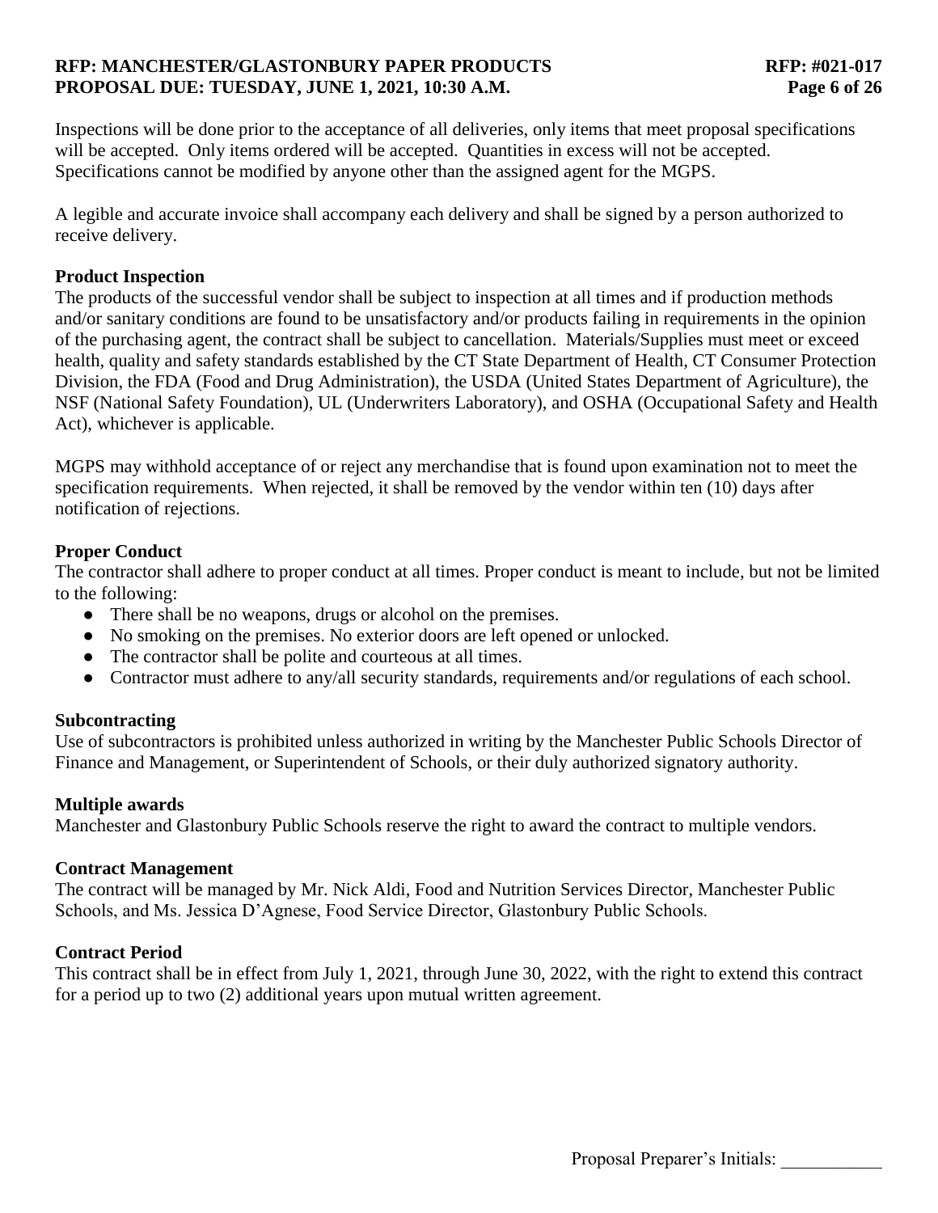Inspections will be done prior to the acceptance of all deliveries, only items that meet proposal specifications will be accepted. Only items ordered will be accepted. Quantities in excess will not be accepted. Specifications cannot be modified by anyone other than the assigned agent for the MGPS.

A legible and accurate invoice shall accompany each delivery and shall be signed by a person authorized to receive delivery.

**Product Inspection**
The products of the successful vendor shall be subject to inspection at all times and if production methods and/or sanitary conditions are found to be unsatisfactory and/or products failing in requirements in the opinion of the purchasing agent, the contract shall be subject to cancellation. Materials/Supplies must meet or exceed health, quality and safety standards established by the CT State Department of Health, CT Consumer Protection Division, the FDA (Food and Drug Administration), the USDA (United States Department of Agriculture), the NSF (National Safety Foundation), UL (Underwriters Laboratory), and OSHA (Occupational Safety and Health Act), whichever is applicable.

MGPS may withhold acceptance of or reject any merchandise that is found upon examination not to meet the specification requirements. When rejected, it shall be removed by the vendor within ten (10) days after notification of rejections.

**Proper Conduct**
The contractor shall adhere to proper conduct at all times. Proper conduct is meant to include, but not be limited to the following:

- There shall be no weapons, drugs or alcohol on the premises.
- No smoking on the premises. No exterior doors are left opened or unlocked.
- The contractor shall be polite and courteous at all times.
- Contractor must adhere to any/all security standards, requirements and/or regulations of each school.

**Subcontracting**
Use of subcontractors is prohibited unless authorized in writing by the Manchester Public Schools Director of Finance and Management, or Superintendent of Schools, or their duly authorized signatory authority.

**Multiple awards**
Manchester and Glastonbury Public Schools reserve the right to award the contract to multiple vendors.

**Contract Management**
The contract will be managed by Mr. Nick Aldi, Food and Nutrition Services Director, Manchester Public Schools, and Ms. Jessica D'Agnese, Food Service Director, Glastonbury Public Schools.

**Contract Period**
This contract shall be in effect from July 1, 2021, through June 30, 2022, with the right to extend this contract for a period up to two (2) additional years upon mutual written agreement.

Proposal Preparer's Initials: ___________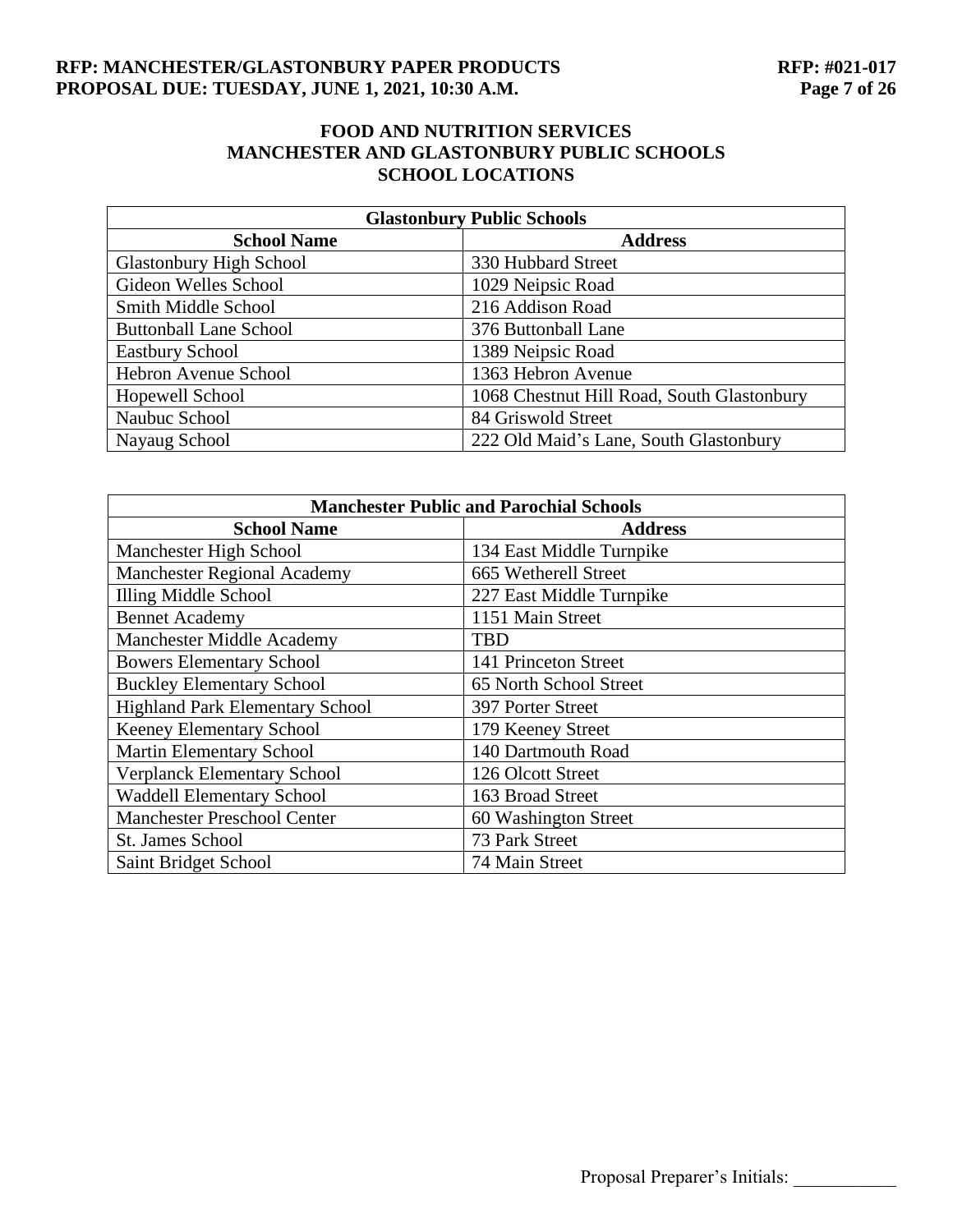## FOOD AND NUTRITION SERVICES
## MANCHESTER AND GLASTONBURY PUBLIC SCHOOLS
## SCHOOL LOCATIONS

| Glastonbury Public Schools | |
|---|---|
| **School Name** | **Address** |
| Glastonbury High School | 330 Hubbard Street |
| Gideon Welles School | 1029 Neipsic Road |
| Smith Middle School | 216 Addison Road |
| Buttonball Lane School | 376 Buttonball Lane |
| Eastbury School | 1389 Neipsic Road |
| Hebron Avenue School | 1363 Hebron Avenue |
| Hopewell School | 1068 Chestnut Hill Road, South Glastonbury |
| Naubuc School | 84 Griswold Street |
| Nayaug School | 222 Old Maid's Lane, South Glastonbury |

| Manchester Public and Parochial Schools | |
|---|---|
| **School Name** | **Address** |
| Manchester High School | 134 East Middle Turnpike |
| Manchester Regional Academy | 665 Wetherell Street |
| Illing Middle School | 227 East Middle Turnpike |
| Bennet Academy | 1151 Main Street |
| Manchester Middle Academy | TBD |
| Bowers Elementary School | 141 Princeton Street |
| Buckley Elementary School | 65 North School Street |
| Highland Park Elementary School | 397 Porter Street |
| Keeney Elementary School | 179 Keeney Street |
| Martin Elementary School | 140 Dartmouth Road |
| Verplanck Elementary School | 126 Olcott Street |
| Waddell Elementary School | 163 Broad Street |
| Manchester Preschool Center | 60 Washington Street |
| St. James School | 73 Park Street |
| Saint Bridget School | 74 Main Street |

Proposal Preparer's Initials: ___________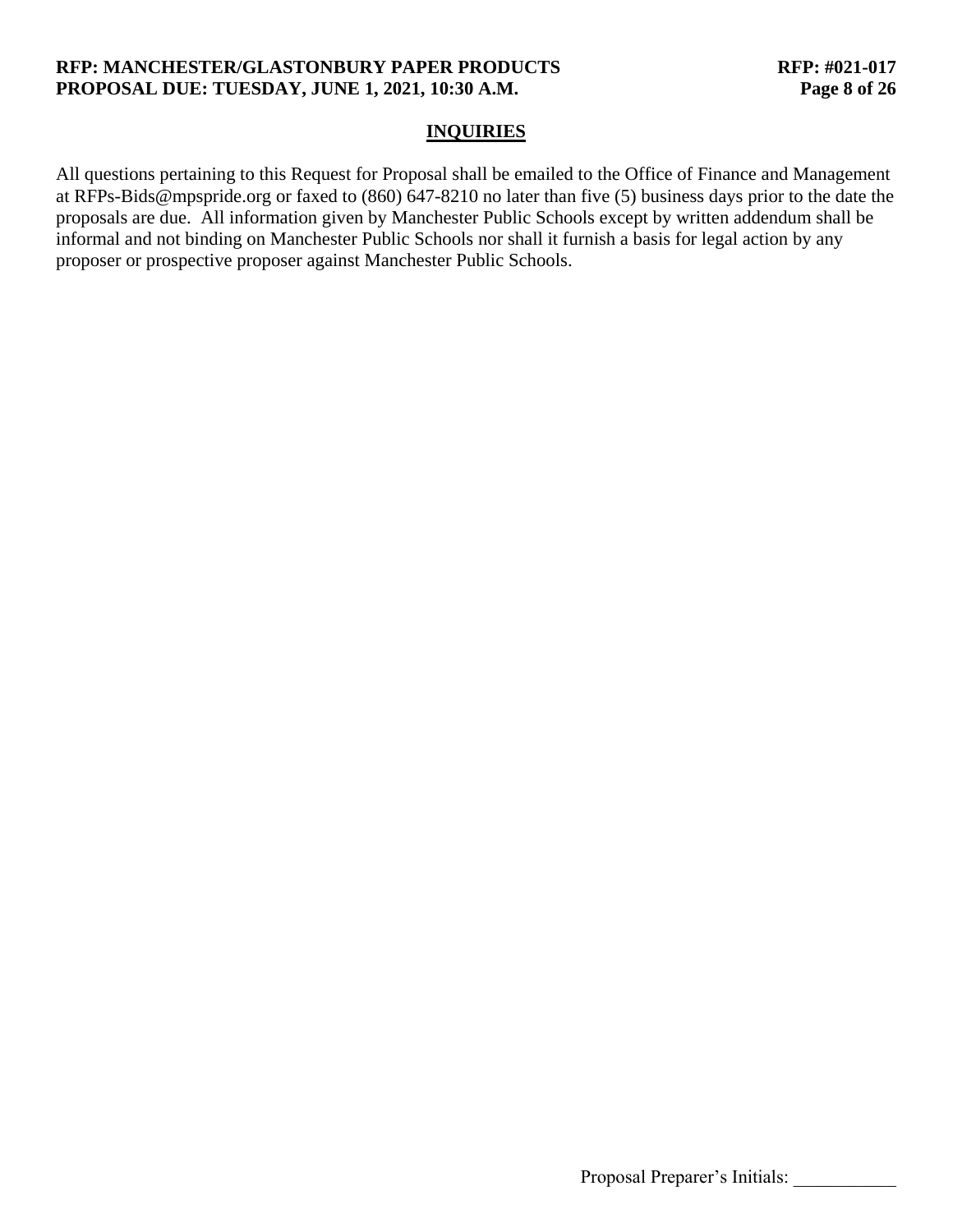## INQUIRIES

All questions pertaining to this Request for Proposal shall be emailed to the Office of Finance and Management at RFPs-Bids@mpspride.org or faxed to (860) 647-8210 no later than five (5) business days prior to the date the proposals are due. All information given by Manchester Public Schools except by written addendum shall be informal and not binding on Manchester Public Schools nor shall it furnish a basis for legal action by any proposer or prospective proposer against Manchester Public Schools.

Proposal Preparer's Initials: ___________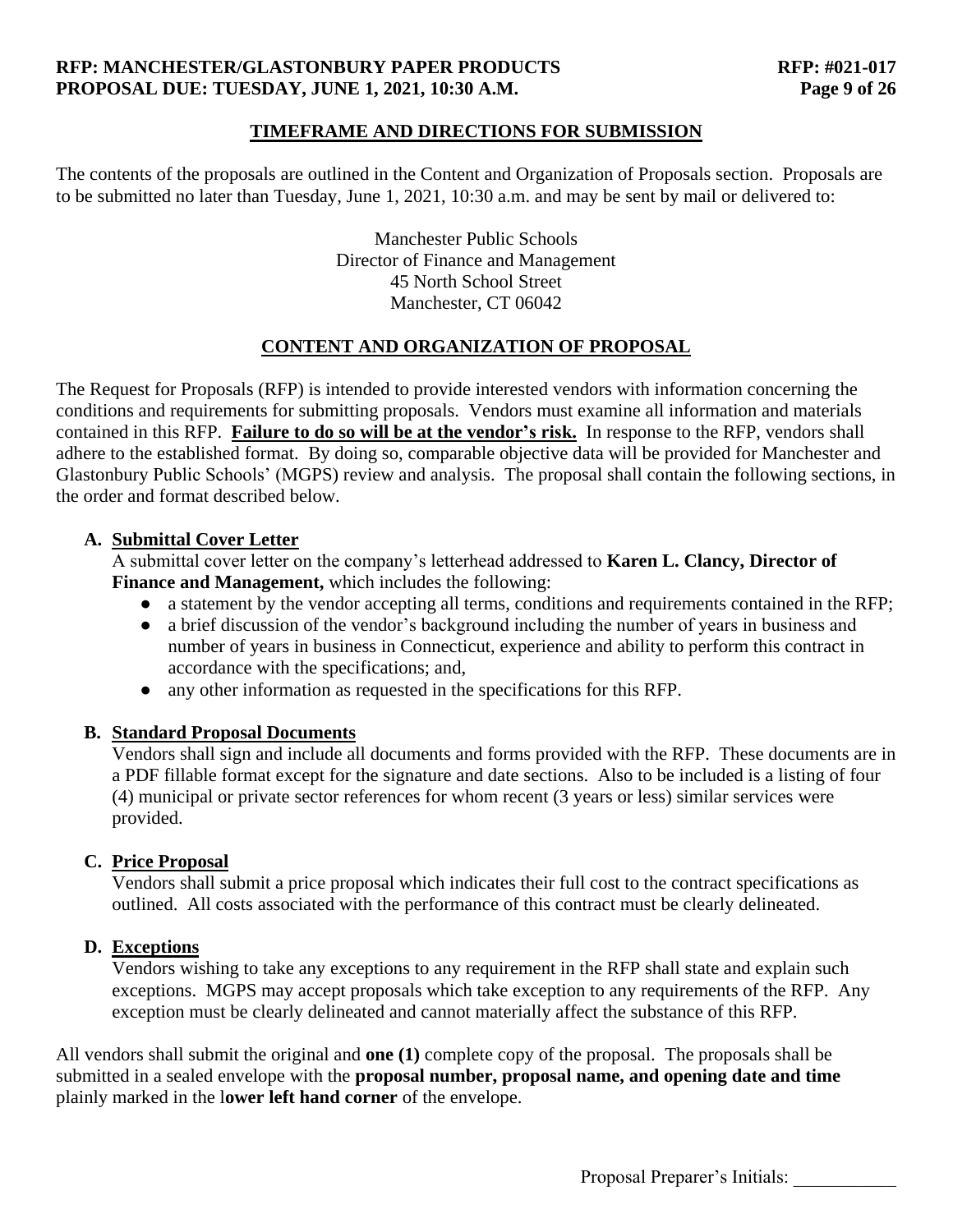## TIMEFRAME AND DIRECTIONS FOR SUBMISSION

The contents of the proposals are outlined in the Content and Organization of Proposals section. Proposals are to be submitted no later than Tuesday, June 1, 2021, 10:30 a.m. and may be sent by mail or delivered to:

Manchester Public Schools  
Director of Finance and Management  
45 North School Street  
Manchester, CT 06042

## CONTENT AND ORGANIZATION OF PROPOSAL

The Request for Proposals (RFP) is intended to provide interested vendors with information concerning the conditions and requirements for submitting proposals. Vendors must examine all information and materials contained in this RFP. **Failure to do so will be at the vendor's risk.** In response to the RFP, vendors shall adhere to the established format. By doing so, comparable objective data will be provided for Manchester and Glastonbury Public Schools' (MGPS) review and analysis. The proposal shall contain the following sections, in the order and format described below.

**A. Submittal Cover Letter**

A submittal cover letter on the company's letterhead addressed to **Karen L. Clancy, Director of Finance and Management,** which includes the following:

- a statement by the vendor accepting all terms, conditions and requirements contained in the RFP;
- a brief discussion of the vendor's background including the number of years in business and number of years in business in Connecticut, experience and ability to perform this contract in accordance with the specifications; and,
- any other information as requested in the specifications for this RFP.

**B. Standard Proposal Documents**

Vendors shall sign and include all documents and forms provided with the RFP. These documents are in a PDF fillable format except for the signature and date sections. Also to be included is a listing of four (4) municipal or private sector references for whom recent (3 years or less) similar services were provided.

**C. Price Proposal**

Vendors shall submit a price proposal which indicates their full cost to the contract specifications as outlined. All costs associated with the performance of this contract must be clearly delineated.

**D. Exceptions**

Vendors wishing to take any exceptions to any requirement in the RFP shall state and explain such exceptions. MGPS may accept proposals which take exception to any requirements of the RFP. Any exception must be clearly delineated and cannot materially affect the substance of this RFP.

All vendors shall submit the original and **one (1)** complete copy of the proposal. The proposals shall be submitted in a sealed envelope with the **proposal number, proposal name, and opening date and time** plainly marked in the l**ower left hand corner** of the envelope.

Proposal Preparer's Initials: ___________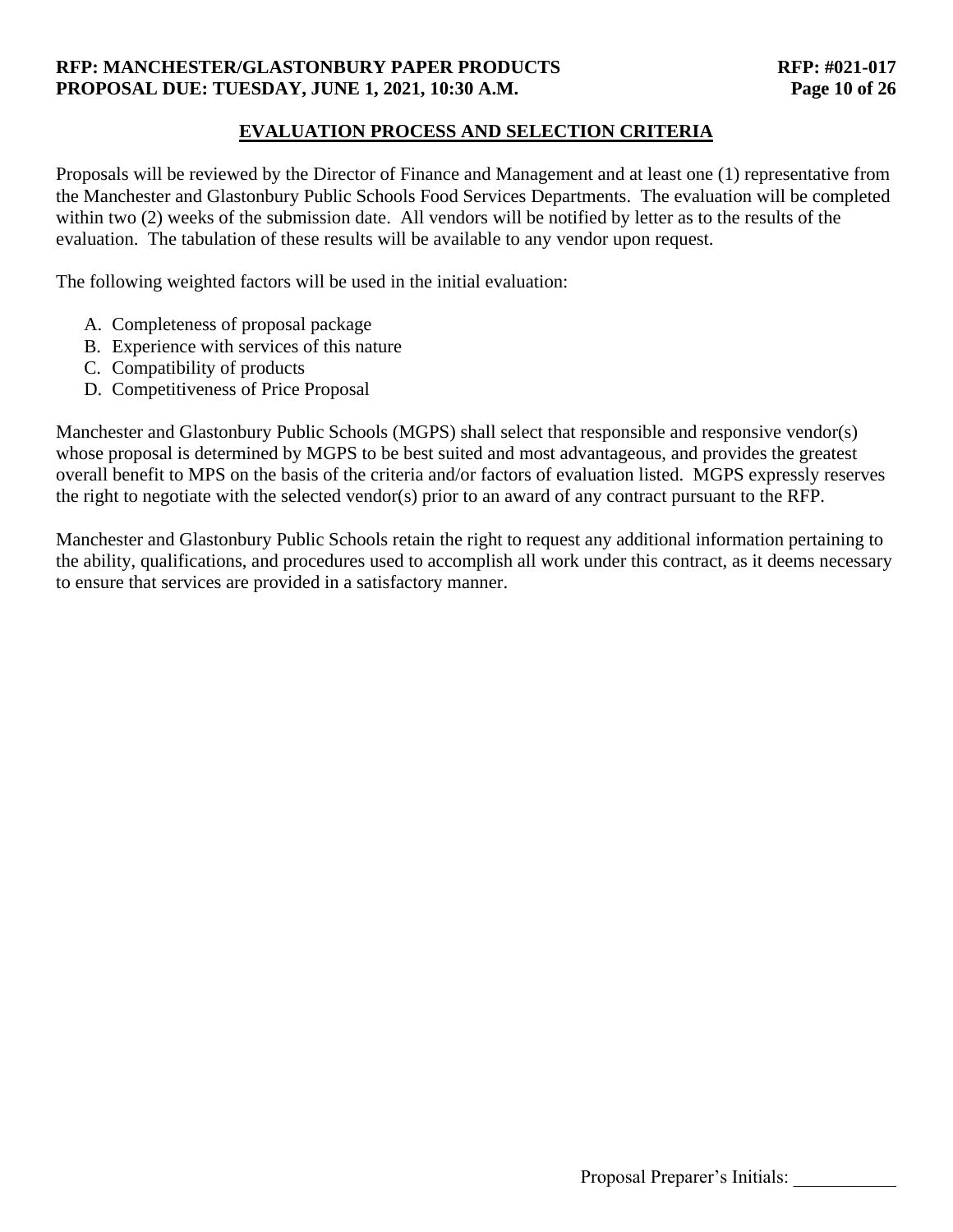## EVALUATION PROCESS AND SELECTION CRITERIA

Proposals will be reviewed by the Director of Finance and Management and at least one (1) representative from the Manchester and Glastonbury Public Schools Food Services Departments. The evaluation will be completed within two (2) weeks of the submission date. All vendors will be notified by letter as to the results of the evaluation. The tabulation of these results will be available to any vendor upon request.

The following weighted factors will be used in the initial evaluation:

A. Completeness of proposal package
B. Experience with services of this nature
C. Compatibility of products
D. Competitiveness of Price Proposal

Manchester and Glastonbury Public Schools (MGPS) shall select that responsible and responsive vendor(s) whose proposal is determined by MGPS to be best suited and most advantageous, and provides the greatest overall benefit to MPS on the basis of the criteria and/or factors of evaluation listed. MGPS expressly reserves the right to negotiate with the selected vendor(s) prior to an award of any contract pursuant to the RFP.

Manchester and Glastonbury Public Schools retain the right to request any additional information pertaining to the ability, qualifications, and procedures used to accomplish all work under this contract, as it deems necessary to ensure that services are provided in a satisfactory manner.

Proposal Preparer's Initials: ___________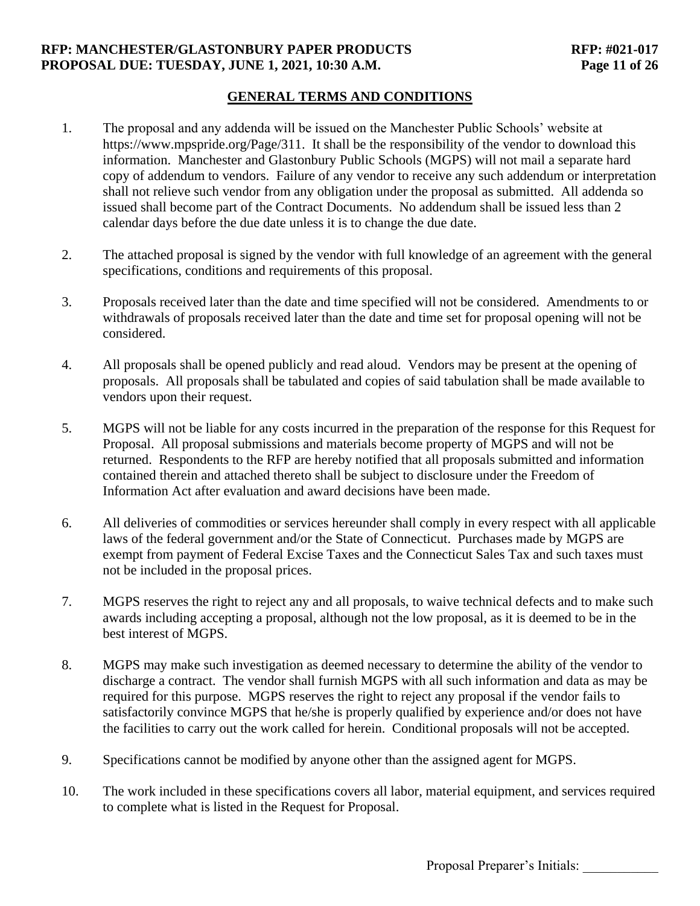## GENERAL TERMS AND CONDITIONS

1. The proposal and any addenda will be issued on the Manchester Public Schools' website at https://www.mpspride.org/Page/311. It shall be the responsibility of the vendor to download this information. Manchester and Glastonbury Public Schools (MGPS) will not mail a separate hard copy of addendum to vendors. Failure of any vendor to receive any such addendum or interpretation shall not relieve such vendor from any obligation under the proposal as submitted. All addenda so issued shall become part of the Contract Documents. No addendum shall be issued less than 2 calendar days before the due date unless it is to change the due date.

2. The attached proposal is signed by the vendor with full knowledge of an agreement with the general specifications, conditions and requirements of this proposal.

3. Proposals received later than the date and time specified will not be considered. Amendments to or withdrawals of proposals received later than the date and time set for proposal opening will not be considered.

4. All proposals shall be opened publicly and read aloud. Vendors may be present at the opening of proposals. All proposals shall be tabulated and copies of said tabulation shall be made available to vendors upon their request.

5. MGPS will not be liable for any costs incurred in the preparation of the response for this Request for Proposal. All proposal submissions and materials become property of MGPS and will not be returned. Respondents to the RFP are hereby notified that all proposals submitted and information contained therein and attached thereto shall be subject to disclosure under the Freedom of Information Act after evaluation and award decisions have been made.

6. All deliveries of commodities or services hereunder shall comply in every respect with all applicable laws of the federal government and/or the State of Connecticut. Purchases made by MGPS are exempt from payment of Federal Excise Taxes and the Connecticut Sales Tax and such taxes must not be included in the proposal prices.

7. MGPS reserves the right to reject any and all proposals, to waive technical defects and to make such awards including accepting a proposal, although not the low proposal, as it is deemed to be in the best interest of MGPS.

8. MGPS may make such investigation as deemed necessary to determine the ability of the vendor to discharge a contract. The vendor shall furnish MGPS with all such information and data as may be required for this purpose. MGPS reserves the right to reject any proposal if the vendor fails to satisfactorily convince MGPS that he/she is properly qualified by experience and/or does not have the facilities to carry out the work called for herein. Conditional proposals will not be accepted.

9. Specifications cannot be modified by anyone other than the assigned agent for MGPS.

10. The work included in these specifications covers all labor, material equipment, and services required to complete what is listed in the Request for Proposal.

Proposal Preparer's Initials: \_\_\_\_\_\_\_\_\_\_\_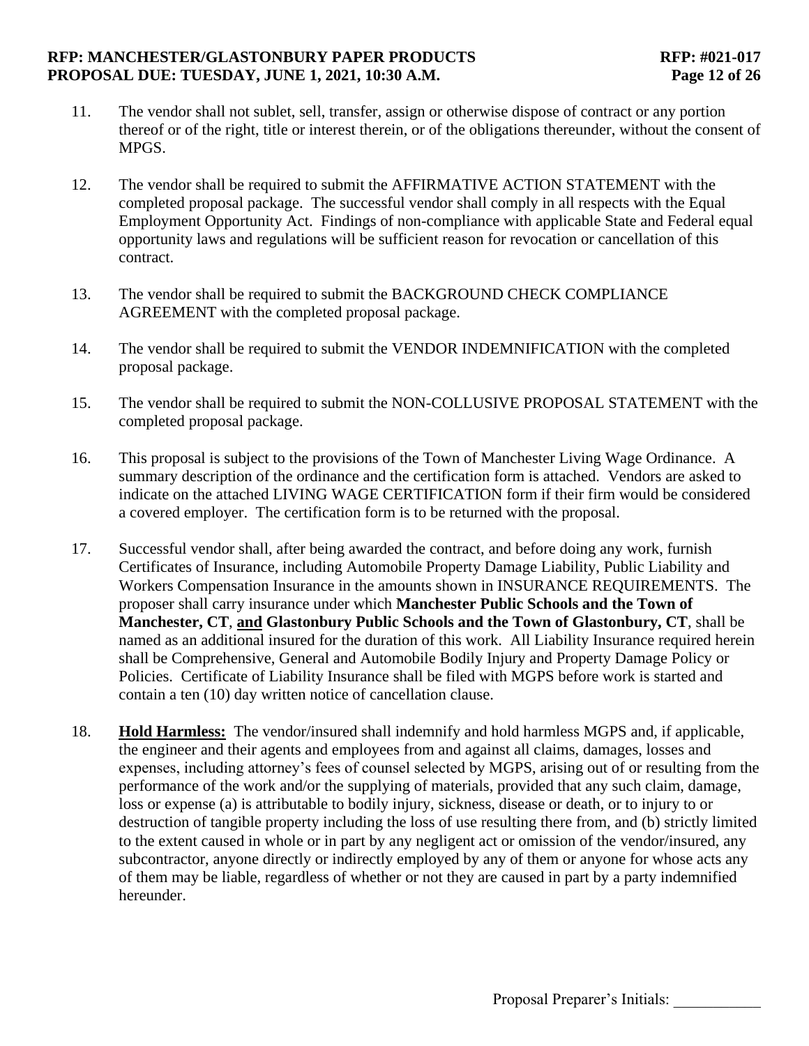11. The vendor shall not sublet, sell, transfer, assign or otherwise dispose of contract or any portion thereof or of the right, title or interest therein, or of the obligations thereunder, without the consent of MPGS.

12. The vendor shall be required to submit the AFFIRMATIVE ACTION STATEMENT with the completed proposal package. The successful vendor shall comply in all respects with the Equal Employment Opportunity Act. Findings of non-compliance with applicable State and Federal equal opportunity laws and regulations will be sufficient reason for revocation or cancellation of this contract.

13. The vendor shall be required to submit the BACKGROUND CHECK COMPLIANCE AGREEMENT with the completed proposal package.

14. The vendor shall be required to submit the VENDOR INDEMNIFICATION with the completed proposal package.

15. The vendor shall be required to submit the NON-COLLUSIVE PROPOSAL STATEMENT with the completed proposal package.

16. This proposal is subject to the provisions of the Town of Manchester Living Wage Ordinance. A summary description of the ordinance and the certification form is attached. Vendors are asked to indicate on the attached LIVING WAGE CERTIFICATION form if their firm would be considered a covered employer. The certification form is to be returned with the proposal.

17. Successful vendor shall, after being awarded the contract, and before doing any work, furnish Certificates of Insurance, including Automobile Property Damage Liability, Public Liability and Workers Compensation Insurance in the amounts shown in INSURANCE REQUIREMENTS. The proposer shall carry insurance under which **Manchester Public Schools and the Town of Manchester, CT**, **<u>and</u> Glastonbury Public Schools and the Town of Glastonbury, CT**, shall be named as an additional insured for the duration of this work. All Liability Insurance required herein shall be Comprehensive, General and Automobile Bodily Injury and Property Damage Policy or Policies. Certificate of Liability Insurance shall be filed with MGPS before work is started and contain a ten (10) day written notice of cancellation clause.

18. **<u>Hold Harmless:</u>** The vendor/insured shall indemnify and hold harmless MGPS and, if applicable, the engineer and their agents and employees from and against all claims, damages, losses and expenses, including attorney's fees of counsel selected by MGPS, arising out of or resulting from the performance of the work and/or the supplying of materials, provided that any such claim, damage, loss or expense (a) is attributable to bodily injury, sickness, disease or death, or to injury to or destruction of tangible property including the loss of use resulting there from, and (b) strictly limited to the extent caused in whole or in part by any negligent act or omission of the vendor/insured, any subcontractor, anyone directly or indirectly employed by any of them or anyone for whose acts any of them may be liable, regardless of whether or not they are caused in part by a party indemnified hereunder.

Proposal Preparer's Initials: ___________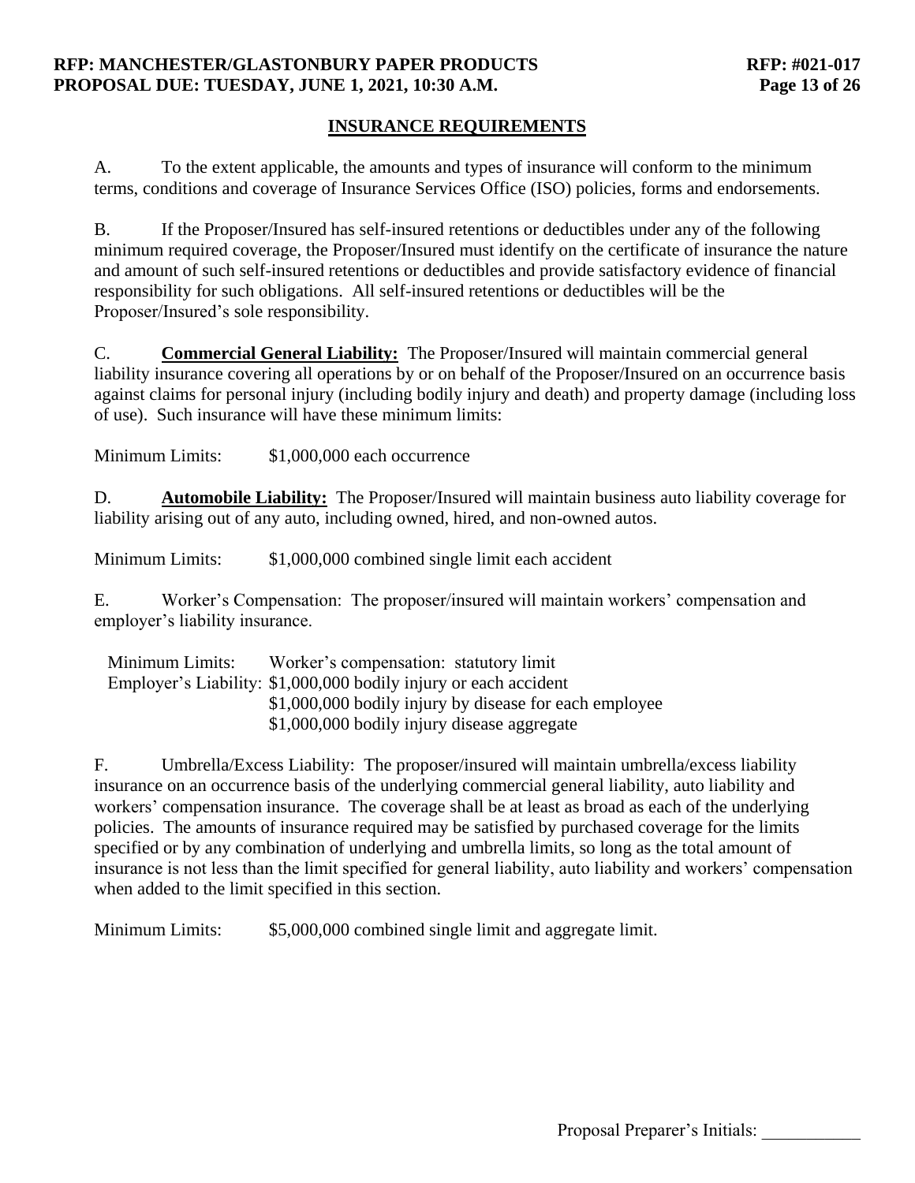## INSURANCE REQUIREMENTS

A. To the extent applicable, the amounts and types of insurance will conform to the minimum terms, conditions and coverage of Insurance Services Office (ISO) policies, forms and endorsements.

B. If the Proposer/Insured has self-insured retentions or deductibles under any of the following minimum required coverage, the Proposer/Insured must identify on the certificate of insurance the nature and amount of such self-insured retentions or deductibles and provide satisfactory evidence of financial responsibility for such obligations. All self-insured retentions or deductibles will be the Proposer/Insured's sole responsibility.

C. **Commercial General Liability:** The Proposer/Insured will maintain commercial general liability insurance covering all operations by or on behalf of the Proposer/Insured on an occurrence basis against claims for personal injury (including bodily injury and death) and property damage (including loss of use). Such insurance will have these minimum limits:

Minimum Limits: $1,000,000 each occurrence

D. **Automobile Liability:** The Proposer/Insured will maintain business auto liability coverage for liability arising out of any auto, including owned, hired, and non-owned autos.

Minimum Limits: $1,000,000 combined single limit each accident

E. Worker's Compensation: The proposer/insured will maintain workers' compensation and employer's liability insurance.

Minimum Limits: Worker's compensation: statutory limit
Employer's Liability: $1,000,000 bodily injury or each accident
$1,000,000 bodily injury by disease for each employee
$1,000,000 bodily injury disease aggregate

F. Umbrella/Excess Liability: The proposer/insured will maintain umbrella/excess liability insurance on an occurrence basis of the underlying commercial general liability, auto liability and workers' compensation insurance. The coverage shall be at least as broad as each of the underlying policies. The amounts of insurance required may be satisfied by purchased coverage for the limits specified or by any combination of underlying and umbrella limits, so long as the total amount of insurance is not less than the limit specified for general liability, auto liability and workers' compensation when added to the limit specified in this section.

Minimum Limits: $5,000,000 combined single limit and aggregate limit.

Proposal Preparer's Initials: ___________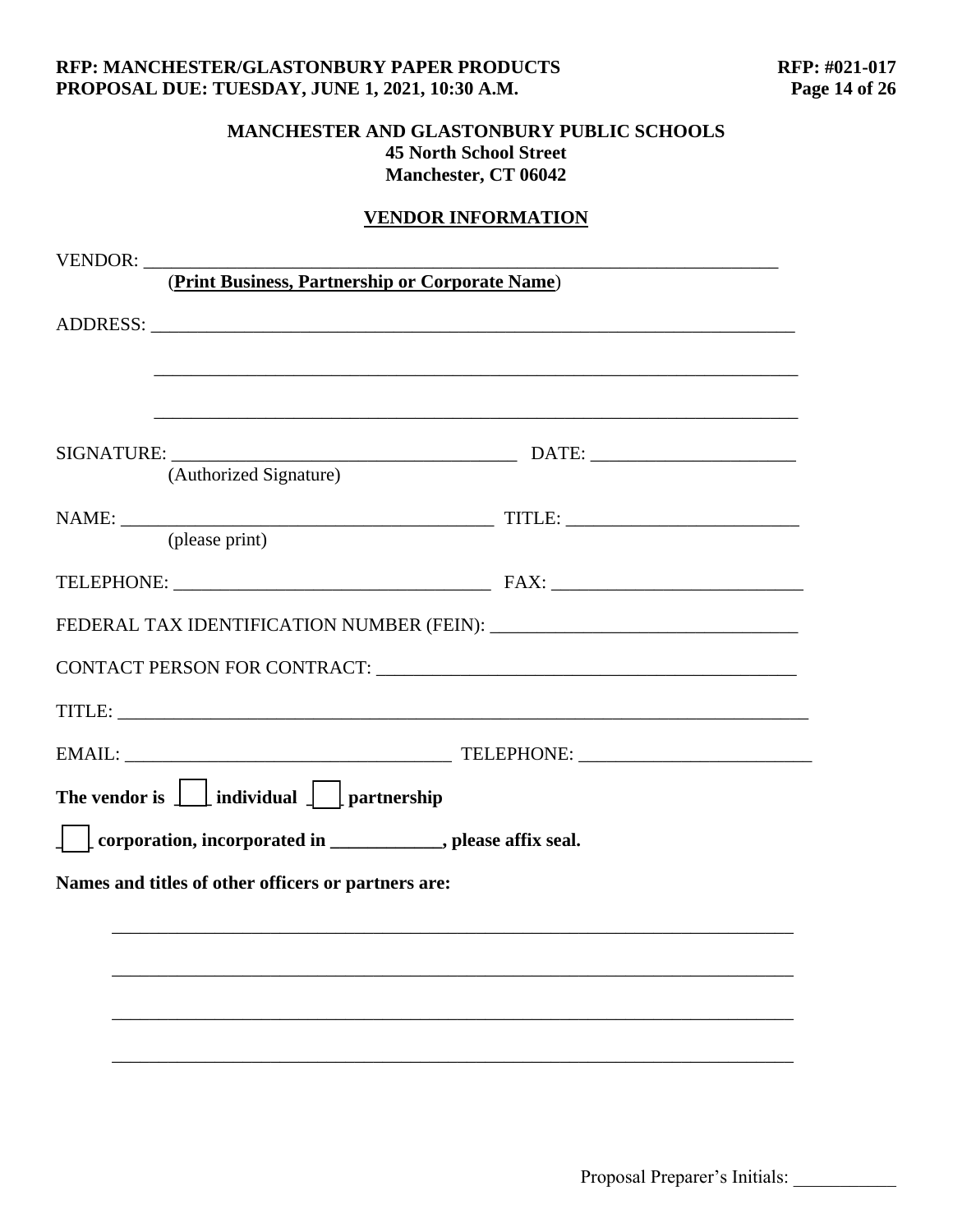**MANCHESTER AND GLASTONBURY PUBLIC SCHOOLS**
**45 North School Street**
**Manchester, CT 06042**

## VENDOR INFORMATION

VENDOR: ______________________________________________________________________
(**Print Business, Partnership or Corporate Name**)

ADDRESS: _____________________________________________________________________

_____________________________________________________________________

_____________________________________________________________________

SIGNATURE: ____________________________________ DATE: ______________________
(Authorized Signature)

NAME: ________________________________________ TITLE: ________________________
(please print)

TELEPHONE: _________________________________ FAX: __________________________

FEDERAL TAX IDENTIFICATION NUMBER (FEIN): ________________________________

CONTACT PERSON FOR CONTRACT: ____________________________________________

TITLE: _________________________________________________________________________

EMAIL: __________________________________ TELEPHONE: ________________________

**The vendor is ☐ individual ☐ partnership**

**☐ corporation, incorporated in ___________, please affix seal.**

**Names and titles of other officers or partners are:**

_________________________________________________________________________

_________________________________________________________________________

_________________________________________________________________________

_________________________________________________________________________

Proposal Preparer's Initials: ___________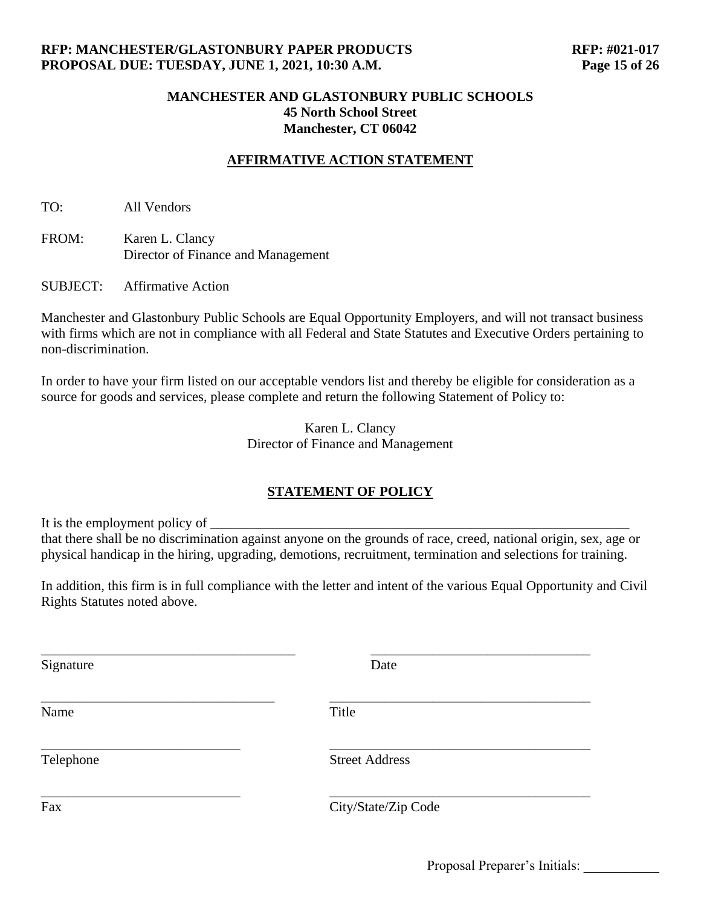**MANCHESTER AND GLASTONBURY PUBLIC SCHOOLS**
**45 North School Street**
**Manchester, CT 06042**

## AFFIRMATIVE ACTION STATEMENT

TO: All Vendors

FROM: Karen L. Clancy
Director of Finance and Management

SUBJECT: Affirmative Action

Manchester and Glastonbury Public Schools are Equal Opportunity Employers, and will not transact business with firms which are not in compliance with all Federal and State Statutes and Executive Orders pertaining to non-discrimination.

In order to have your firm listed on our acceptable vendors list and thereby be eligible for consideration as a source for goods and services, please complete and return the following Statement of Policy to:

Karen L. Clancy
Director of Finance and Management

## STATEMENT OF POLICY

It is the employment policy of _______________________________________________
that there shall be no discrimination against anyone on the grounds of race, creed, national origin, sex, age or physical handicap in the hiring, upgrading, demotions, recruitment, termination and selections for training.

In addition, this firm is in full compliance with the letter and intent of the various Equal Opportunity and Civil Rights Statutes noted above.

| | |
|---|---|
| ______________________________ Signature | ______________________________ Date |
| ______________________________ Name | ______________________________ Title |
| ______________________________ Telephone | ______________________________ Street Address |
| ______________________________ Fax | ______________________________ City/State/Zip Code |

Proposal Preparer's Initials: ___________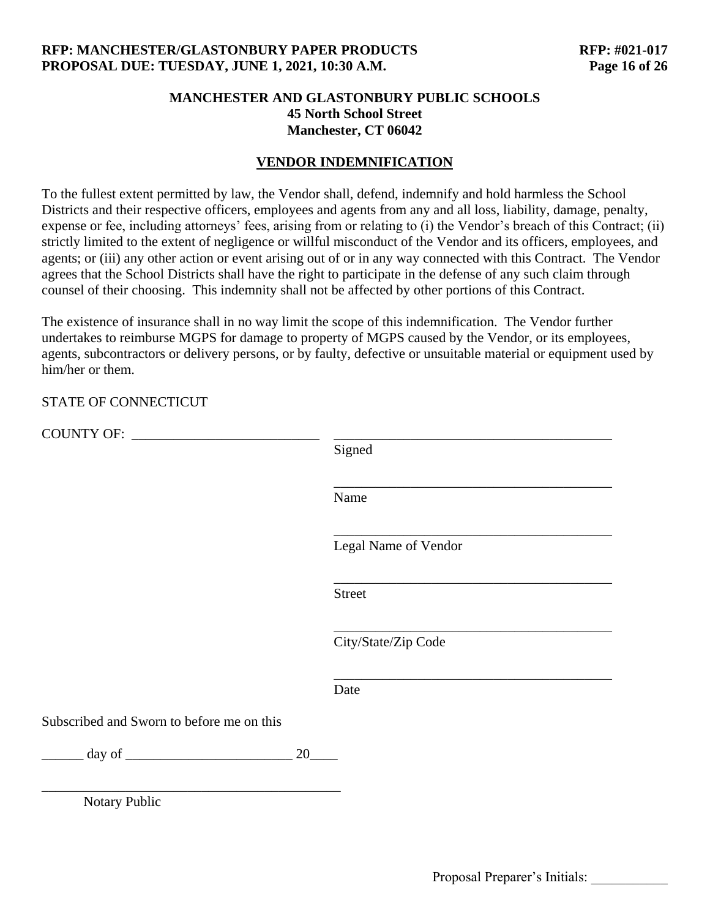**MANCHESTER AND GLASTONBURY PUBLIC SCHOOLS**
**45 North School Street**
**Manchester, CT 06042**

## VENDOR INDEMNIFICATION

To the fullest extent permitted by law, the Vendor shall, defend, indemnify and hold harmless the School Districts and their respective officers, employees and agents from any and all loss, liability, damage, penalty, expense or fee, including attorneys' fees, arising from or relating to (i) the Vendor's breach of this Contract; (ii) strictly limited to the extent of negligence or willful misconduct of the Vendor and its officers, employees, and agents; or (iii) any other action or event arising out of or in any way connected with this Contract. The Vendor agrees that the School Districts shall have the right to participate in the defense of any such claim through counsel of their choosing. This indemnity shall not be affected by other portions of this Contract.

The existence of insurance shall in no way limit the scope of this indemnification. The Vendor further undertakes to reimburse MGPS for damage to property of MGPS caused by the Vendor, or its employees, agents, subcontractors or delivery persons, or by faulty, defective or unsuitable material or equipment used by him/her or them.

STATE OF CONNECTICUT

COUNTY OF: ___________________________

________________________________________
Signed

________________________________________
Name

________________________________________
Legal Name of Vendor

________________________________________
Street

________________________________________
City/State/Zip Code

________________________________________
Date

Subscribed and Sworn to before me on this

______ day of ________________________ 20____

_____________________________________________
Notary Public

Proposal Preparer's Initials: ___________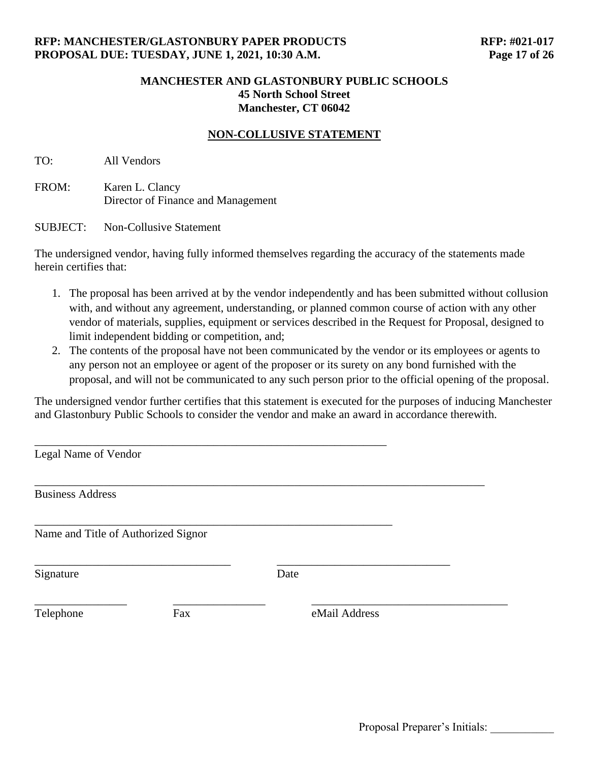**MANCHESTER AND GLASTONBURY PUBLIC SCHOOLS**
**45 North School Street**
**Manchester, CT 06042**

**NON-COLLUSIVE STATEMENT**

TO: All Vendors

FROM: Karen L. Clancy
Director of Finance and Management

SUBJECT: Non-Collusive Statement

The undersigned vendor, having fully informed themselves regarding the accuracy of the statements made herein certifies that:

1. The proposal has been arrived at by the vendor independently and has been submitted without collusion with, and without any agreement, understanding, or planned common course of action with any other vendor of materials, supplies, equipment or services described in the Request for Proposal, designed to limit independent bidding or competition, and;
2. The contents of the proposal have not been communicated by the vendor or its employees or agents to any person not an employee or agent of the proposer or its surety on any bond furnished with the proposal, and will not be communicated to any such person prior to the official opening of the proposal.

The undersigned vendor further certifies that this statement is executed for the purposes of inducing Manchester and Glastonbury Public Schools to consider the vendor and make an award in accordance therewith.

\_\_\_\_\_\_\_\_\_\_\_\_\_\_\_\_\_\_\_\_\_\_\_\_\_\_\_\_\_\_\_\_\_\_\_\_\_\_\_\_\_\_\_\_\_\_\_\_\_\_\_\_\_\_\_\_\_\_
Legal Name of Vendor

\_\_\_\_\_\_\_\_\_\_\_\_\_\_\_\_\_\_\_\_\_\_\_\_\_\_\_\_\_\_\_\_\_\_\_\_\_\_\_\_\_\_\_\_\_\_\_\_\_\_\_\_\_\_\_\_\_\_\_\_\_\_\_\_\_\_\_\_\_\_
Business Address

\_\_\_\_\_\_\_\_\_\_\_\_\_\_\_\_\_\_\_\_\_\_\_\_\_\_\_\_\_\_\_\_\_\_\_\_\_\_\_\_\_\_\_\_\_\_\_\_\_\_\_\_\_\_\_\_\_\_
Name and Title of Authorized Signor

\_\_\_\_\_\_\_\_\_\_\_\_\_\_\_\_\_\_\_\_\_\_\_\_\_\_\_\_\_\_ \_\_\_\_\_\_\_\_\_\_\_\_\_\_\_\_\_\_\_\_\_\_\_\_\_\_\_\_
Signature Date

\_\_\_\_\_\_\_\_\_\_\_\_\_\_\_ \_\_\_\_\_\_\_\_\_\_\_\_\_\_\_ \_\_\_\_\_\_\_\_\_\_\_\_\_\_\_\_\_\_\_\_\_\_\_\_\_\_\_\_\_\_
Telephone Fax eMail Address

Proposal Preparer's Initials: \_\_\_\_\_\_\_\_\_\_\_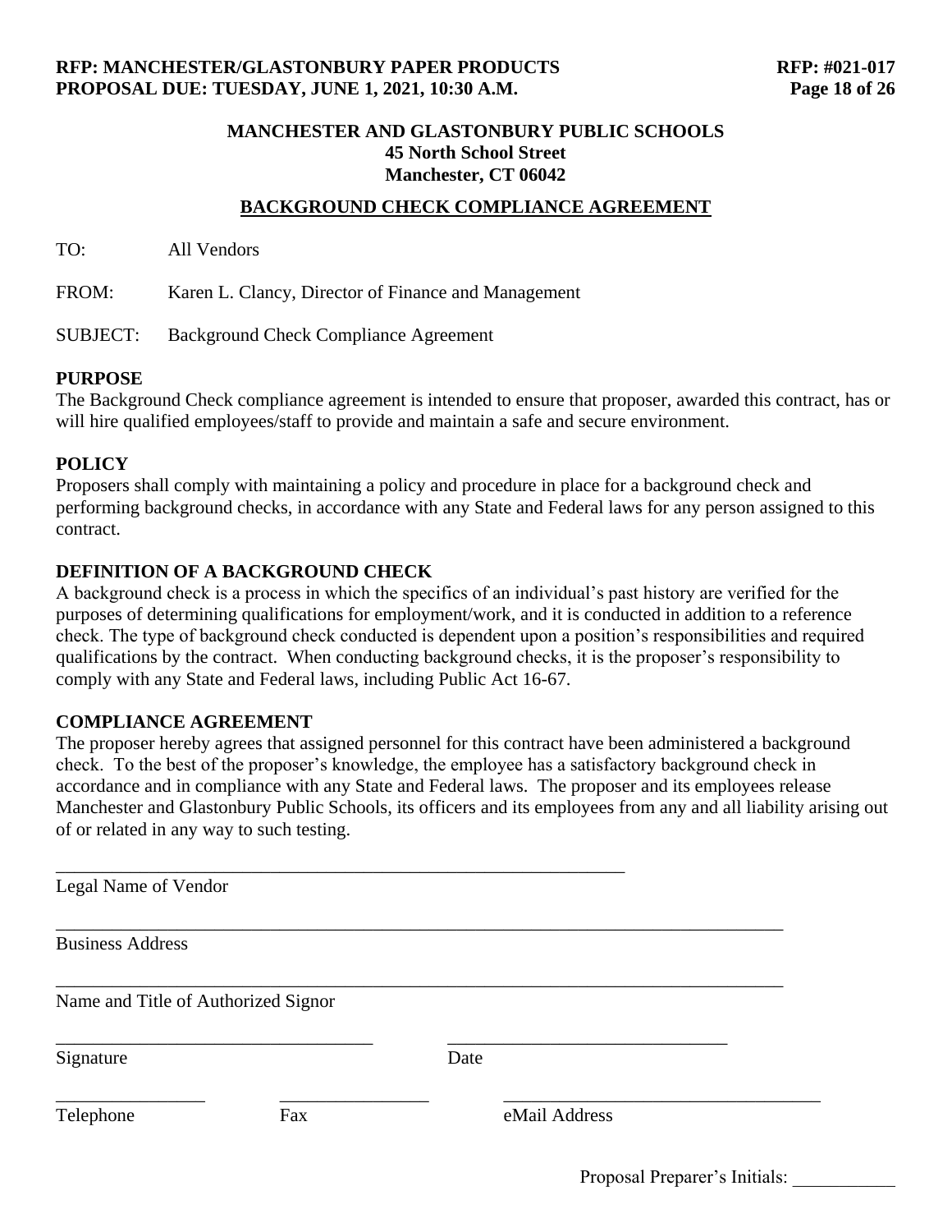**MANCHESTER AND GLASTONBURY PUBLIC SCHOOLS**
**45 North School Street**
**Manchester, CT 06042**

## BACKGROUND CHECK COMPLIANCE AGREEMENT

TO: All Vendors

FROM: Karen L. Clancy, Director of Finance and Management

SUBJECT: Background Check Compliance Agreement

### PURPOSE

The Background Check compliance agreement is intended to ensure that proposer, awarded this contract, has or will hire qualified employees/staff to provide and maintain a safe and secure environment.

### POLICY

Proposers shall comply with maintaining a policy and procedure in place for a background check and performing background checks, in accordance with any State and Federal laws for any person assigned to this contract.

### DEFINITION OF A BACKGROUND CHECK

A background check is a process in which the specifics of an individual's past history are verified for the purposes of determining qualifications for employment/work, and it is conducted in addition to a reference check. The type of background check conducted is dependent upon a position's responsibilities and required qualifications by the contract. When conducting background checks, it is the proposer's responsibility to comply with any State and Federal laws, including Public Act 16-67.

### COMPLIANCE AGREEMENT

The proposer hereby agrees that assigned personnel for this contract have been administered a background check. To the best of the proposer's knowledge, the employee has a satisfactory background check in accordance and in compliance with any State and Federal laws. The proposer and its employees release Manchester and Glastonbury Public Schools, its officers and its employees from any and all liability arising out of or related in any way to such testing.

\_\_\_\_\_\_\_\_\_\_\_\_\_\_\_\_\_\_\_\_\_\_\_\_\_\_\_\_\_\_\_\_\_\_\_\_\_\_\_\_\_\_\_\_\_\_\_\_\_\_\_\_
Legal Name of Vendor

\_\_\_\_\_\_\_\_\_\_\_\_\_\_\_\_\_\_\_\_\_\_\_\_\_\_\_\_\_\_\_\_\_\_\_\_\_\_\_\_\_\_\_\_\_\_\_\_\_\_\_\_\_\_\_\_\_\_\_\_\_\_
Business Address

\_\_\_\_\_\_\_\_\_\_\_\_\_\_\_\_\_\_\_\_\_\_\_\_\_\_\_\_\_\_\_\_\_\_\_\_\_\_\_\_\_\_\_\_\_\_\_\_\_\_\_\_\_\_\_\_\_\_\_\_\_\_
Name and Title of Authorized Signor

\_\_\_\_\_\_\_\_\_\_\_\_\_\_\_\_\_\_\_\_\_\_\_\_\_\_\_\_ \_\_\_\_\_\_\_\_\_\_\_\_\_\_\_\_\_\_\_\_\_\_\_\_\_\_
Signature Date

\_\_\_\_\_\_\_\_\_\_\_\_\_\_ \_\_\_\_\_\_\_\_\_\_\_\_\_\_ \_\_\_\_\_\_\_\_\_\_\_\_\_\_\_\_\_\_\_\_\_\_\_\_\_\_\_\_
Telephone Fax eMail Address

Proposal Preparer's Initials: \_\_\_\_\_\_\_\_\_\_\_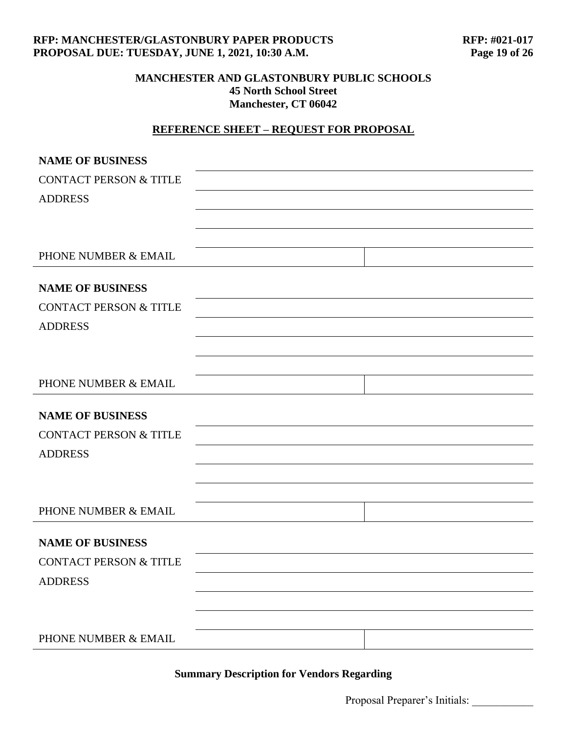**MANCHESTER AND GLASTONBURY PUBLIC SCHOOLS**
**45 North School Street**
**Manchester, CT 06042**

## REFERENCE SHEET – REQUEST FOR PROPOSAL

| | | |
|---|---|---|
| **NAME OF BUSINESS** | | |
| CONTACT PERSON & TITLE | | |
| ADDRESS | | |
| | | |
| | | |
| PHONE NUMBER & EMAIL | | |

| | | |
|---|---|---|
| **NAME OF BUSINESS** | | |
| CONTACT PERSON & TITLE | | |
| ADDRESS | | |
| | | |
| | | |
| PHONE NUMBER & EMAIL | | |

| | | |
|---|---|---|
| **NAME OF BUSINESS** | | |
| CONTACT PERSON & TITLE | | |
| ADDRESS | | |
| | | |
| | | |
| PHONE NUMBER & EMAIL | | |

| | | |
|---|---|---|
| **NAME OF BUSINESS** | | |
| CONTACT PERSON & TITLE | | |
| ADDRESS | | |
| | | |
| | | |
| PHONE NUMBER & EMAIL | | |

**Summary Description for Vendors Regarding**

Proposal Preparer's Initials: ___________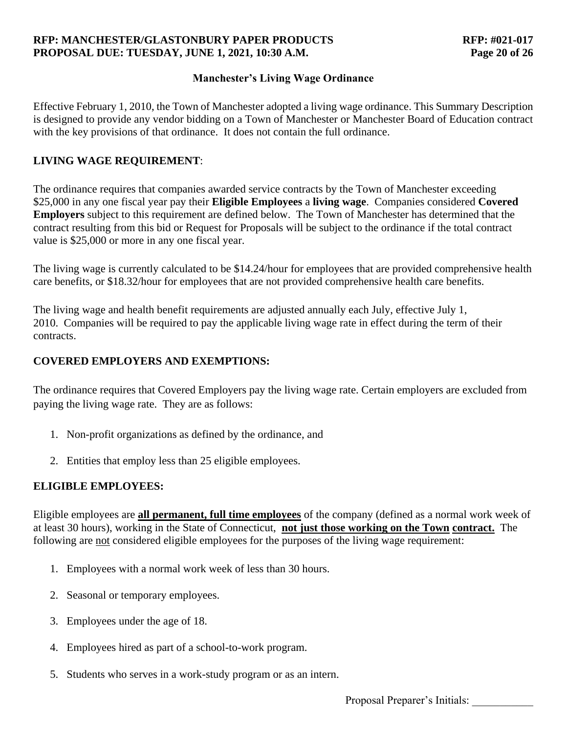## Manchester's Living Wage Ordinance

Effective February 1, 2010, the Town of Manchester adopted a living wage ordinance. This Summary Description is designed to provide any vendor bidding on a Town of Manchester or Manchester Board of Education contract with the key provisions of that ordinance. It does not contain the full ordinance.

### LIVING WAGE REQUIREMENT:

The ordinance requires that companies awarded service contracts by the Town of Manchester exceeding $25,000 in any one fiscal year pay their **Eligible Employees** a **living wage**. Companies considered **Covered Employers** subject to this requirement are defined below. The Town of Manchester has determined that the contract resulting from this bid or Request for Proposals will be subject to the ordinance if the total contract value is $25,000 or more in any one fiscal year.

The living wage is currently calculated to be $14.24/hour for employees that are provided comprehensive health care benefits, or $18.32/hour for employees that are not provided comprehensive health care benefits.

The living wage and health benefit requirements are adjusted annually each July, effective July 1, 2010. Companies will be required to pay the applicable living wage rate in effect during the term of their contracts.

### COVERED EMPLOYERS AND EXEMPTIONS:

The ordinance requires that Covered Employers pay the living wage rate. Certain employers are excluded from paying the living wage rate. They are as follows:

1. Non-profit organizations as defined by the ordinance, and
2. Entities that employ less than 25 eligible employees.

### ELIGIBLE EMPLOYEES:

Eligible employees are **all permanent, full time employees** of the company (defined as a normal work week of at least 30 hours), working in the State of Connecticut, **not just those working on the Town contract.** The following are not considered eligible employees for the purposes of the living wage requirement:

1. Employees with a normal work week of less than 30 hours.
2. Seasonal or temporary employees.
3. Employees under the age of 18.
4. Employees hired as part of a school-to-work program.
5. Students who serves in a work-study program or as an intern.

Proposal Preparer's Initials: ___________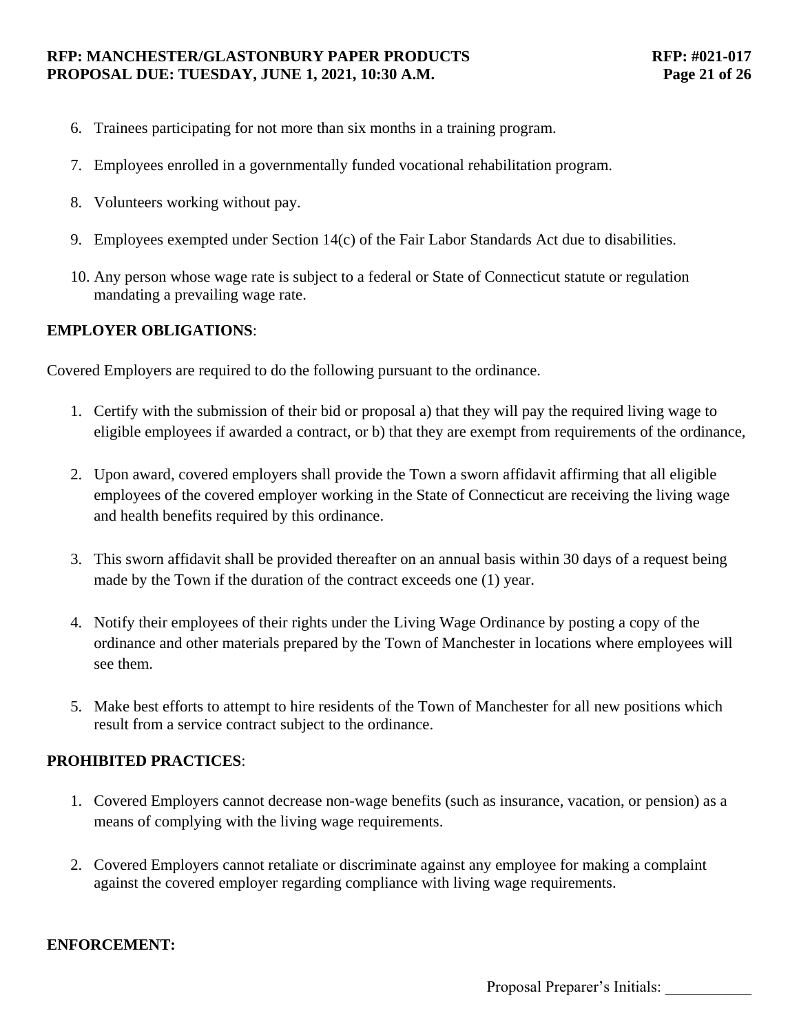6. Trainees participating for not more than six months in a training program.
7. Employees enrolled in a governmentally funded vocational rehabilitation program.
8. Volunteers working without pay.
9. Employees exempted under Section 14(c) of the Fair Labor Standards Act due to disabilities.
10. Any person whose wage rate is subject to a federal or State of Connecticut statute or regulation mandating a prevailing wage rate.

**EMPLOYER OBLIGATIONS**:

Covered Employers are required to do the following pursuant to the ordinance.

1. Certify with the submission of their bid or proposal a) that they will pay the required living wage to eligible employees if awarded a contract, or b) that they are exempt from requirements of the ordinance,
2. Upon award, covered employers shall provide the Town a sworn affidavit affirming that all eligible employees of the covered employer working in the State of Connecticut are receiving the living wage and health benefits required by this ordinance.
3. This sworn affidavit shall be provided thereafter on an annual basis within 30 days of a request being made by the Town if the duration of the contract exceeds one (1) year.
4. Notify their employees of their rights under the Living Wage Ordinance by posting a copy of the ordinance and other materials prepared by the Town of Manchester in locations where employees will see them.
5. Make best efforts to attempt to hire residents of the Town of Manchester for all new positions which result from a service contract subject to the ordinance.

**PROHIBITED PRACTICES**:

1. Covered Employers cannot decrease non-wage benefits (such as insurance, vacation, or pension) as a means of complying with the living wage requirements.
2. Covered Employers cannot retaliate or discriminate against any employee for making a complaint against the covered employer regarding compliance with living wage requirements.

**ENFORCEMENT:**

Proposal Preparer's Initials: ___________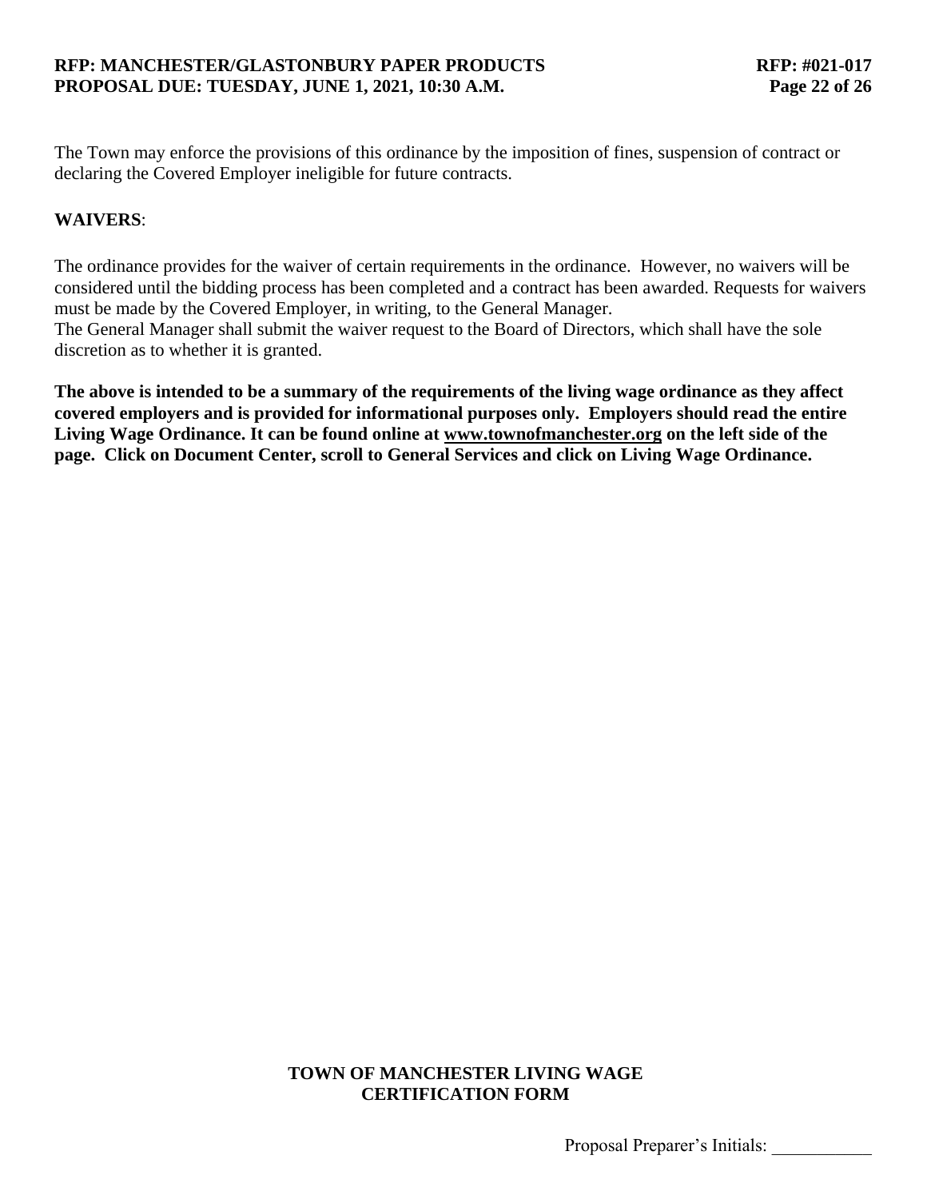The Town may enforce the provisions of this ordinance by the imposition of fines, suspension of contract or declaring the Covered Employer ineligible for future contracts.

**WAIVERS**:

The ordinance provides for the waiver of certain requirements in the ordinance. However, no waivers will be considered until the bidding process has been completed and a contract has been awarded. Requests for waivers must be made by the Covered Employer, in writing, to the General Manager.
The General Manager shall submit the waiver request to the Board of Directors, which shall have the sole discretion as to whether it is granted.

**The above is intended to be a summary of the requirements of the living wage ordinance as they affect covered employers and is provided for informational purposes only. Employers should read the entire Living Wage Ordinance. It can be found online at www.townofmanchester.org on the left side of the page. Click on Document Center, scroll to General Services and click on Living Wage Ordinance.**

## TOWN OF MANCHESTER LIVING WAGE CERTIFICATION FORM

Proposal Preparer's Initials: ___________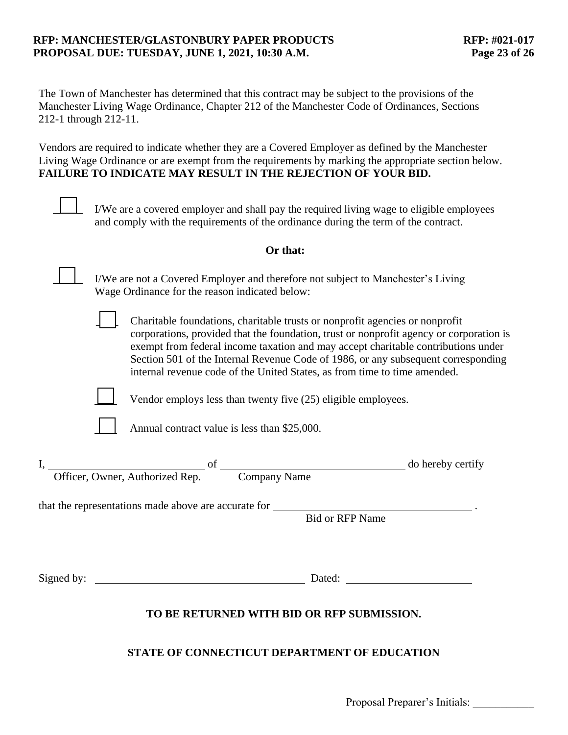The Town of Manchester has determined that this contract may be subject to the provisions of the Manchester Living Wage Ordinance, Chapter 212 of the Manchester Code of Ordinances, Sections 212-1 through 212-11.

Vendors are required to indicate whether they are a Covered Employer as defined by the Manchester Living Wage Ordinance or are exempt from the requirements by marking the appropriate section below. **FAILURE TO INDICATE MAY RESULT IN THE REJECTION OF YOUR BID.**

☐ I/We are a covered employer and shall pay the required living wage to eligible employees and comply with the requirements of the ordinance during the term of the contract.

**Or that:**

☐ I/We are not a Covered Employer and therefore not subject to Manchester's Living Wage Ordinance for the reason indicated below:

- ☐ Charitable foundations, charitable trusts or nonprofit agencies or nonprofit corporations, provided that the foundation, trust or nonprofit agency or corporation is exempt from federal income taxation and may accept charitable contributions under Section 501 of the Internal Revenue Code of 1986, or any subsequent corresponding internal revenue code of the United States, as from time to time amended.
- ☐ Vendor employs less than twenty five (25) eligible employees.
- ☐ Annual contract value is less than $25,000.

I, ______________________________ of ______________________________ do hereby certify
Officer, Owner, Authorized Rep. Company Name

that the representations made above are accurate for ______________________________ .
Bid or RFP Name

Signed by: ______________________________ Dated: ______________________

**TO BE RETURNED WITH BID OR RFP SUBMISSION.**

**STATE OF CONNECTICUT DEPARTMENT OF EDUCATION**

Proposal Preparer's Initials: ___________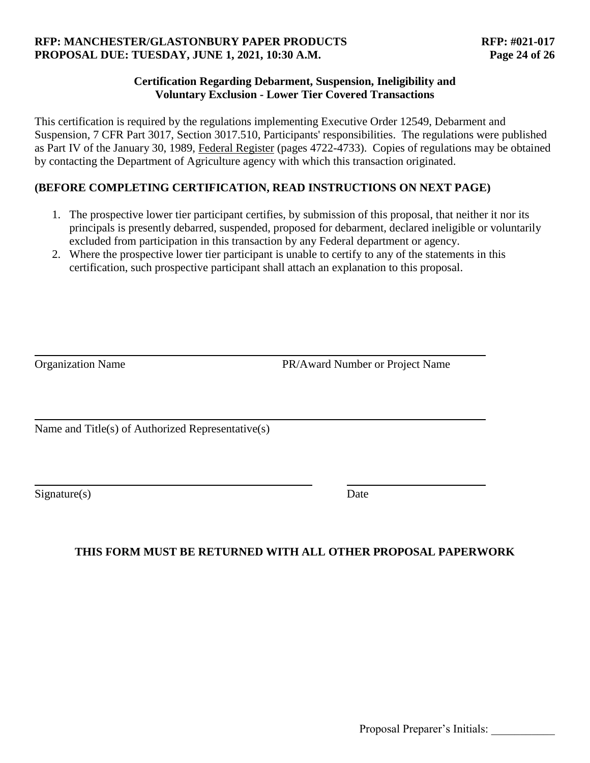## Certification Regarding Debarment, Suspension, Ineligibility and Voluntary Exclusion - Lower Tier Covered Transactions

This certification is required by the regulations implementing Executive Order 12549, Debarment and Suspension, 7 CFR Part 3017, Section 3017.510, Participants' responsibilities. The regulations were published as Part IV of the January 30, 1989, Federal Register (pages 4722-4733). Copies of regulations may be obtained by contacting the Department of Agriculture agency with which this transaction originated.

**(BEFORE COMPLETING CERTIFICATION, READ INSTRUCTIONS ON NEXT PAGE)**

1. The prospective lower tier participant certifies, by submission of this proposal, that neither it nor its principals is presently debarred, suspended, proposed for debarment, declared ineligible or voluntarily excluded from participation in this transaction by any Federal department or agency.
2. Where the prospective lower tier participant is unable to certify to any of the statements in this certification, such prospective participant shall attach an explanation to this proposal.

______________________________________________________________________

Organization Name PR/Award Number or Project Name

______________________________________________________________________

Name and Title(s) of Authorized Representative(s)

________________________________________ ____________________

Signature(s) Date

**THIS FORM MUST BE RETURNED WITH ALL OTHER PROPOSAL PAPERWORK**

Proposal Preparer's Initials: ___________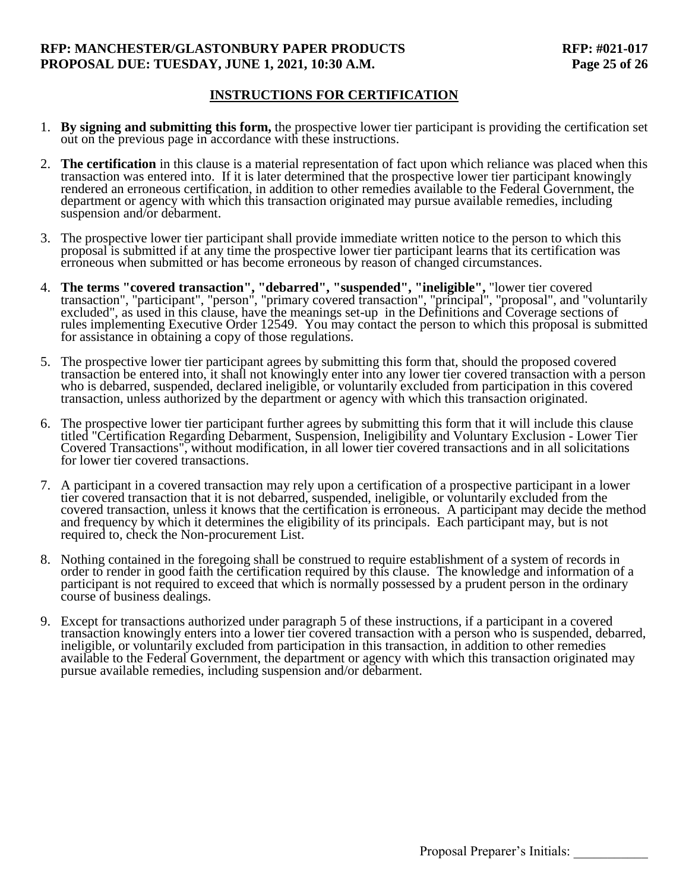## INSTRUCTIONS FOR CERTIFICATION

1. **By signing and submitting this form,** the prospective lower tier participant is providing the certification set out on the previous page in accordance with these instructions.

2. **The certification** in this clause is a material representation of fact upon which reliance was placed when this transaction was entered into. If it is later determined that the prospective lower tier participant knowingly rendered an erroneous certification, in addition to other remedies available to the Federal Government, the department or agency with which this transaction originated may pursue available remedies, including suspension and/or debarment.

3. The prospective lower tier participant shall provide immediate written notice to the person to which this proposal is submitted if at any time the prospective lower tier participant learns that its certification was erroneous when submitted or has become erroneous by reason of changed circumstances.

4. **The terms "covered transaction", "debarred", "suspended", "ineligible",** "lower tier covered transaction", "participant", "person", "primary covered transaction", "principal", "proposal", and "voluntarily excluded", as used in this clause, have the meanings set-up in the Definitions and Coverage sections of rules implementing Executive Order 12549. You may contact the person to which this proposal is submitted for assistance in obtaining a copy of those regulations.

5. The prospective lower tier participant agrees by submitting this form that, should the proposed covered transaction be entered into, it shall not knowingly enter into any lower tier covered transaction with a person who is debarred, suspended, declared ineligible, or voluntarily excluded from participation in this covered transaction, unless authorized by the department or agency with which this transaction originated.

6. The prospective lower tier participant further agrees by submitting this form that it will include this clause titled "Certification Regarding Debarment, Suspension, Ineligibility and Voluntary Exclusion - Lower Tier Covered Transactions", without modification, in all lower tier covered transactions and in all solicitations for lower tier covered transactions.

7. A participant in a covered transaction may rely upon a certification of a prospective participant in a lower tier covered transaction that it is not debarred, suspended, ineligible, or voluntarily excluded from the covered transaction, unless it knows that the certification is erroneous. A participant may decide the method and frequency by which it determines the eligibility of its principals. Each participant may, but is not required to, check the Non-procurement List.

8. Nothing contained in the foregoing shall be construed to require establishment of a system of records in order to render in good faith the certification required by this clause. The knowledge and information of a participant is not required to exceed that which is normally possessed by a prudent person in the ordinary course of business dealings.

9. Except for transactions authorized under paragraph 5 of these instructions, if a participant in a covered transaction knowingly enters into a lower tier covered transaction with a person who is suspended, debarred, ineligible, or voluntarily excluded from participation in this transaction, in addition to other remedies available to the Federal Government, the department or agency with which this transaction originated may pursue available remedies, including suspension and/or debarment.

Proposal Preparer's Initials: ___________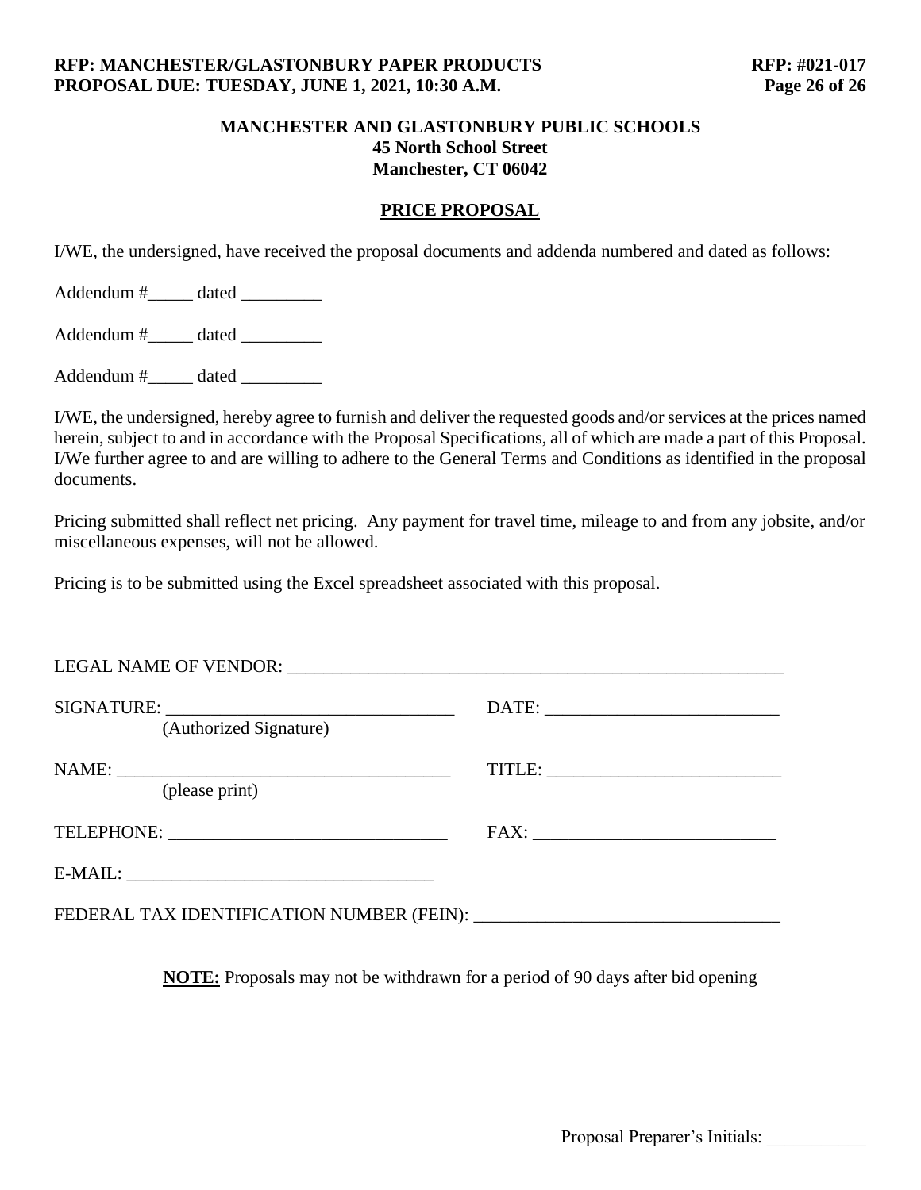**MANCHESTER AND GLASTONBURY PUBLIC SCHOOLS**
**45 North School Street**
**Manchester, CT 06042**

## PRICE PROPOSAL

I/WE, the undersigned, have received the proposal documents and addenda numbered and dated as follows:

Addendum #_____ dated _________

Addendum #_____ dated _________

Addendum #_____ dated _________

I/WE, the undersigned, hereby agree to furnish and deliver the requested goods and/or services at the prices named herein, subject to and in accordance with the Proposal Specifications, all of which are made a part of this Proposal. I/We further agree to and are willing to adhere to the General Terms and Conditions as identified in the proposal documents.

Pricing submitted shall reflect net pricing. Any payment for travel time, mileage to and from any jobsite, and/or miscellaneous expenses, will not be allowed.

Pricing is to be submitted using the Excel spreadsheet associated with this proposal.

LEGAL NAME OF VENDOR: ___________________________________________________________

SIGNATURE: ________________________________ DATE: __________________________
(Authorized Signature)

NAME: _____________________________________ TITLE: __________________________
(please print)

TELEPHONE: _______________________________ FAX: ___________________________

E-MAIL: __________________________________

FEDERAL TAX IDENTIFICATION NUMBER (FEIN): _________________________________

**NOTE:** Proposals may not be withdrawn for a period of 90 days after bid opening

Proposal Preparer's Initials: ___________